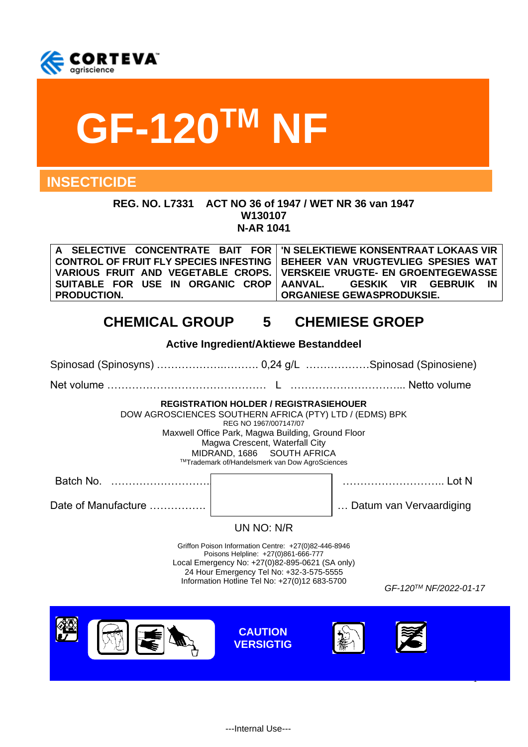CORTEVA agriscience

# GF-120™ NF

## INSECTICIDE

**REG. NO. L7331 ACT NO 36 of 1947 / WET NR 36 van 1947**
**W130107**
**N-AR 1041**

| A SELECTIVE CONCENTRATE BAIT FOR CONTROL OF FRUIT FLY SPECIES INFESTING VARIOUS FRUIT AND VEGETABLE CROPS. SUITABLE FOR USE IN ORGANIC CROP PRODUCTION. | 'N SELEKTIEWE KONSENTRAAT LOKAAS VIR BEHEER VAN VRUGTEVLIEG SPESIES WAT VERSKEIE VRUGTE- EN GROENTEGEWASSE AANVAL. GESKIK VIR GEBRUIK IN ORGANIESE GEWASPRODUKSIE. |
|---|---|

## CHEMICAL GROUP 5 CHEMIESE GROEP

**Active Ingredient/Aktiewe Bestanddeel**

Spinosad (Spinosyns) ……………….………. 0,24 g/L ………………Spinosad (Spinosiene)

Net volume ……………………………………… L …………………………... Netto volume

**REGISTRATION HOLDER / REGISTRASIEHOUER**
DOW AGROSCIENCES SOUTHERN AFRICA (PTY) LTD / (EDMS) BPK
REG NO 1967/007147/07
Maxwell Office Park, Magwa Building, Ground Floor
Magwa Crescent, Waterfall City
MIDRAND, 1686 SOUTH AFRICA
™Trademark of/Handelsmerk van Dow AgroSciences

Batch No. ………………………… ……………………….. Lot N

Date of Manufacture ……………. … Datum van Vervaardiging

UN NO: N/R

Griffon Poison Information Centre: +27(0)82-446-8946
Poisons Helpline: +27(0)861-666-777
Local Emergency No: +27(0)82-895-0621 (SA only)
24 Hour Emergency Tel No: +32-3-575-5555
Information Hotline Tel No: +27(0)12 683-5700

*GF-120™ NF/2022-01-17*

**CAUTION**
**VERSIGTIG**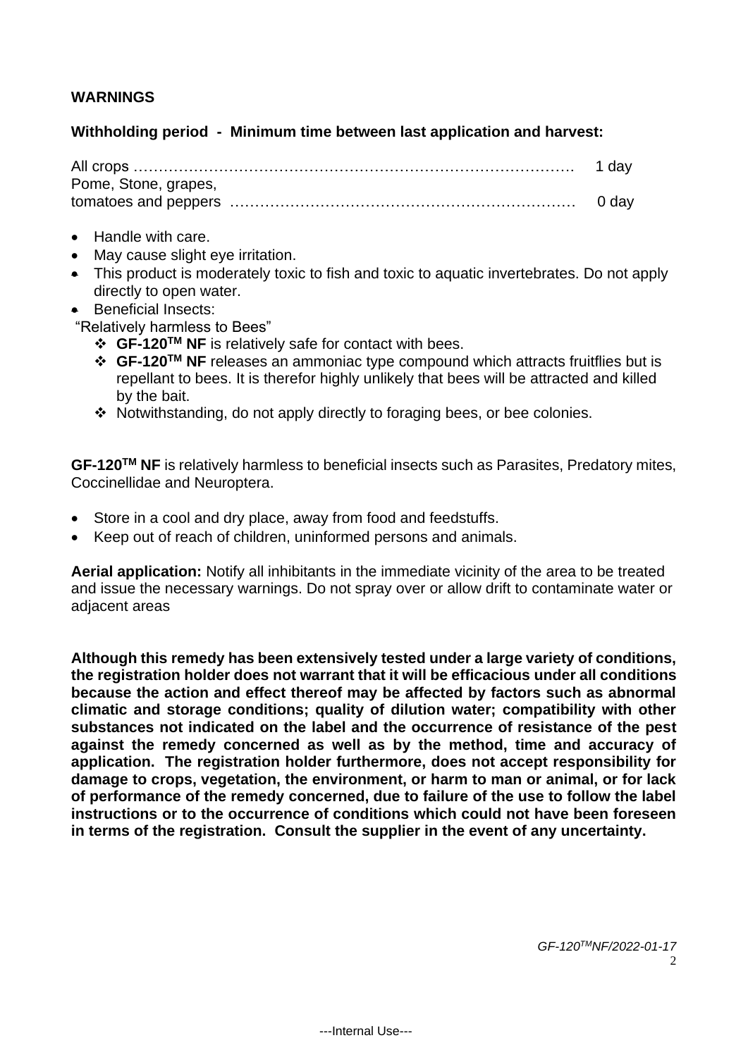**WARNINGS**

**Withholding period - Minimum time between last application and harvest:**

All crops ……………………………………………………………………………… 1 day
Pome, Stone, grapes,
tomatoes and peppers …………………………………………………………… 0 day

- Handle with care.
- May cause slight eye irritation.
- This product is moderately toxic to fish and toxic to aquatic invertebrates. Do not apply directly to open water.
- Beneficial Insects:

"Relatively harmless to Bees"

- **GF-120$^{TM}$ NF** is relatively safe for contact with bees.
- **GF-120$^{TM}$ NF** releases an ammoniac type compound which attracts fruitflies but is repellant to bees. It is therefor highly unlikely that bees will be attracted and killed by the bait.
- Notwithstanding, do not apply directly to foraging bees, or bee colonies.

**GF-120$^{TM}$ NF** is relatively harmless to beneficial insects such as Parasites, Predatory mites, Coccinellidae and Neuroptera.

- Store in a cool and dry place, away from food and feedstuffs.
- Keep out of reach of children, uninformed persons and animals.

**Aerial application:** Notify all inhibitants in the immediate vicinity of the area to be treated and issue the necessary warnings. Do not spray over or allow drift to contaminate water or adjacent areas

**Although this remedy has been extensively tested under a large variety of conditions, the registration holder does not warrant that it will be efficacious under all conditions because the action and effect thereof may be affected by factors such as abnormal climatic and storage conditions; quality of dilution water; compatibility with other substances not indicated on the label and the occurrence of resistance of the pest against the remedy concerned as well as by the method, time and accuracy of application. The registration holder furthermore, does not accept responsibility for damage to crops, vegetation, the environment, or harm to man or animal, or for lack of performance of the remedy concerned, due to failure of the use to follow the label instructions or to the occurrence of conditions which could not have been foreseen in terms of the registration. Consult the supplier in the event of any uncertainty.**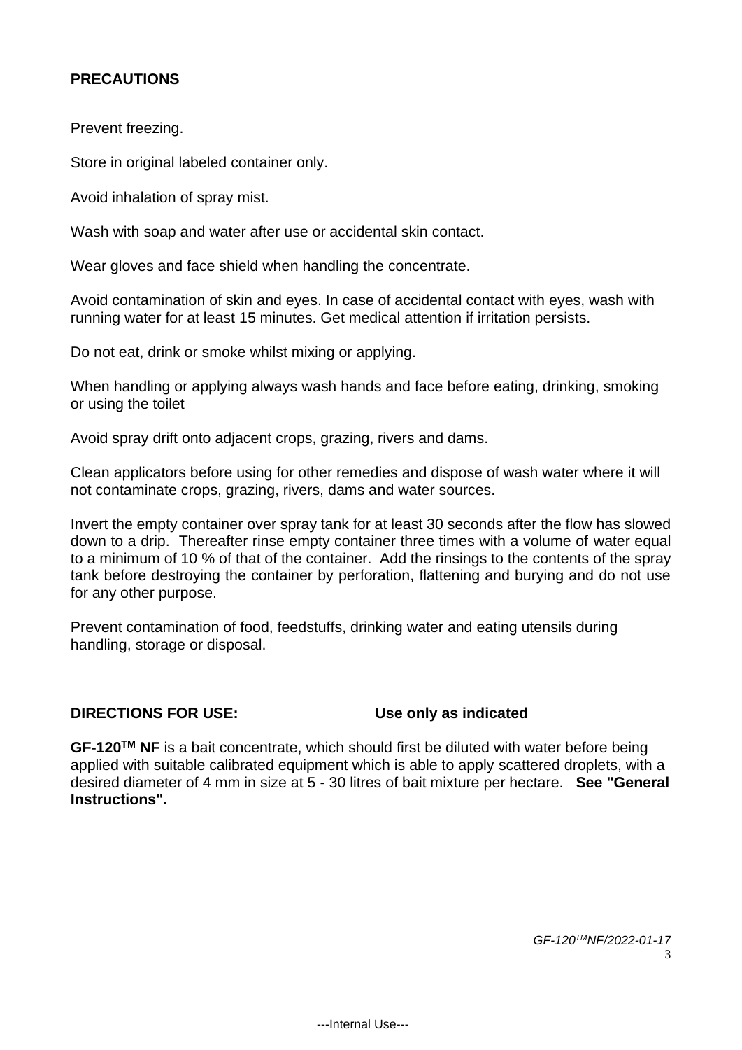## PRECAUTIONS

Prevent freezing.

Store in original labeled container only.

Avoid inhalation of spray mist.

Wash with soap and water after use or accidental skin contact.

Wear gloves and face shield when handling the concentrate.

Avoid contamination of skin and eyes. In case of accidental contact with eyes, wash with running water for at least 15 minutes. Get medical attention if irritation persists.

Do not eat, drink or smoke whilst mixing or applying.

When handling or applying always wash hands and face before eating, drinking, smoking or using the toilet

Avoid spray drift onto adjacent crops, grazing, rivers and dams.

Clean applicators before using for other remedies and dispose of wash water where it will not contaminate crops, grazing, rivers, dams and water sources.

Invert the empty container over spray tank for at least 30 seconds after the flow has slowed down to a drip. Thereafter rinse empty container three times with a volume of water equal to a minimum of 10 % of that of the container. Add the rinsings to the contents of the spray tank before destroying the container by perforation, flattening and burying and do not use for any other purpose.

Prevent contamination of food, feedstuffs, drinking water and eating utensils during handling, storage or disposal.

## DIRECTIONS FOR USE: Use only as indicated

**GF-120$^{TM}$ NF** is a bait concentrate, which should first be diluted with water before being applied with suitable calibrated equipment which is able to apply scattered droplets, with a desired diameter of 4 mm in size at 5 - 30 litres of bait mixture per hectare. **See "General Instructions".**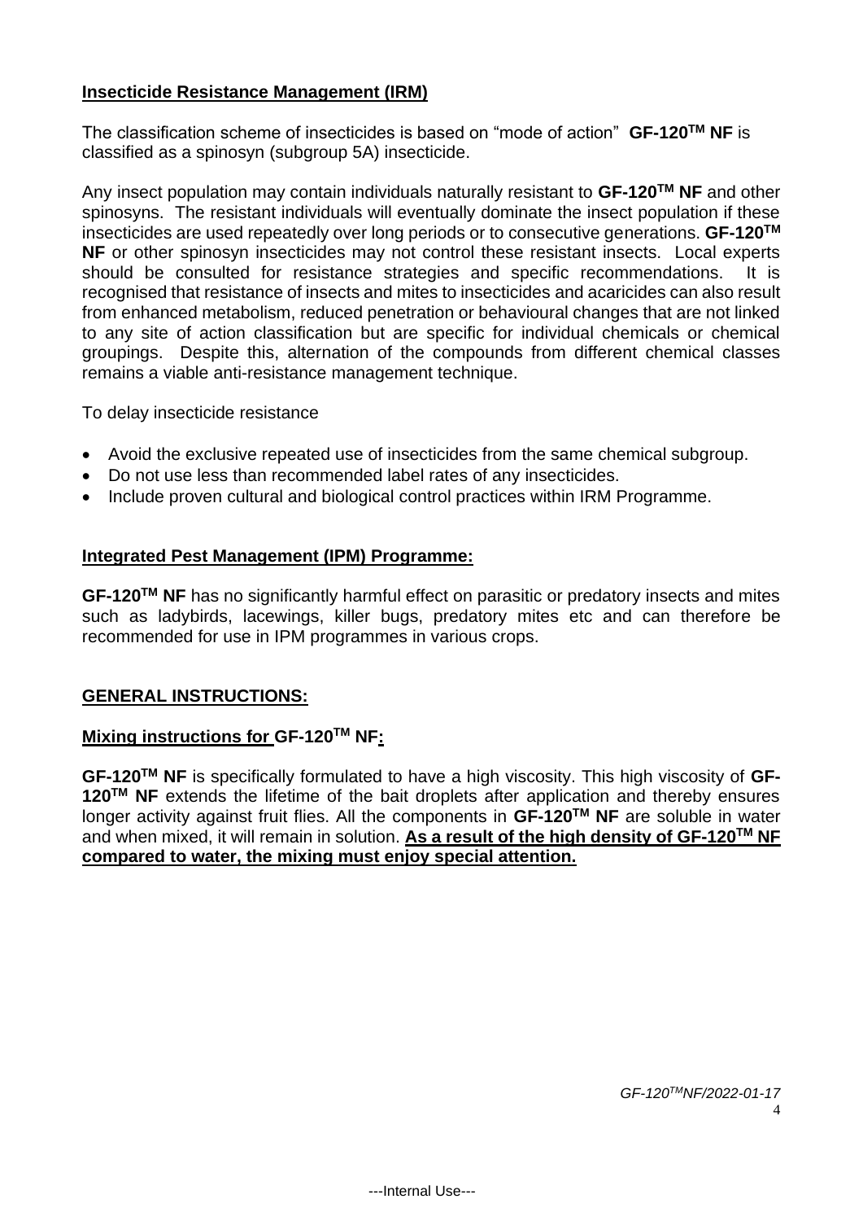## Insecticide Resistance Management (IRM)

The classification scheme of insecticides is based on "mode of action" **GF-120[TM] NF** is classified as a spinosyn (subgroup 5A) insecticide.

Any insect population may contain individuals naturally resistant to **GF-120[TM] NF** and other spinosyns. The resistant individuals will eventually dominate the insect population if these insecticides are used repeatedly over long periods or to consecutive generations. **GF-120[TM] NF** or other spinosyn insecticides may not control these resistant insects. Local experts should be consulted for resistance strategies and specific recommendations. It is recognised that resistance of insects and mites to insecticides and acaricides can also result from enhanced metabolism, reduced penetration or behavioural changes that are not linked to any site of action classification but are specific for individual chemicals or chemical groupings. Despite this, alternation of the compounds from different chemical classes remains a viable anti-resistance management technique.

To delay insecticide resistance

- Avoid the exclusive repeated use of insecticides from the same chemical subgroup.
- Do not use less than recommended label rates of any insecticides.
- Include proven cultural and biological control practices within IRM Programme.

## Integrated Pest Management (IPM) Programme:

**GF-120[TM] NF** has no significantly harmful effect on parasitic or predatory insects and mites such as ladybirds, lacewings, killer bugs, predatory mites etc and can therefore be recommended for use in IPM programmes in various crops.

## GENERAL INSTRUCTIONS:

### Mixing instructions for GF-120[TM] NF:

**GF-120[TM] NF** is specifically formulated to have a high viscosity. This high viscosity of **GF-120[TM] NF** extends the lifetime of the bait droplets after application and thereby ensures longer activity against fruit flies. All the components in **GF-120[TM] NF** are soluble in water and when mixed, it will remain in solution. **As a result of the high density of GF-120[TM] NF compared to water, the mixing must enjoy special attention.**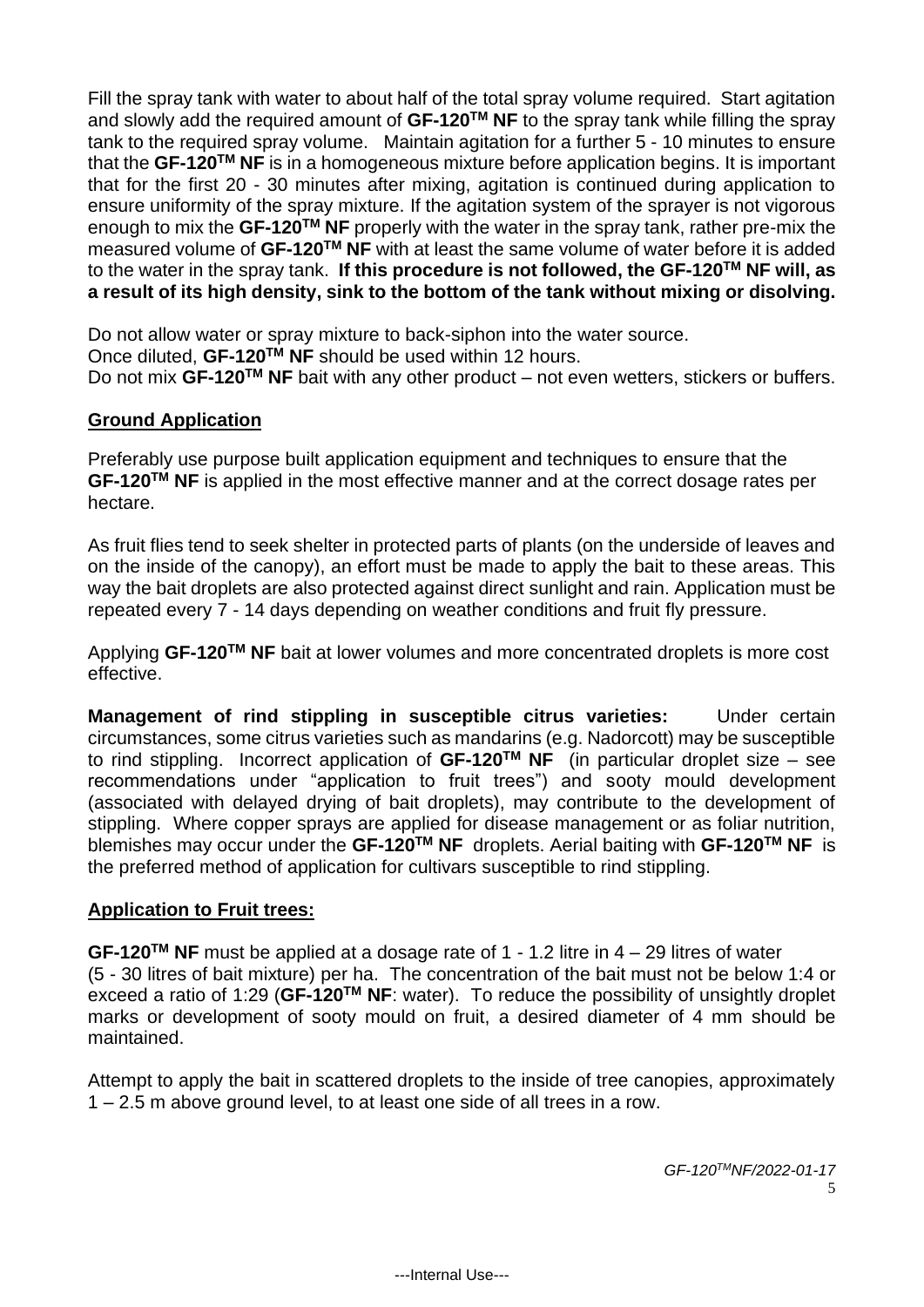Fill the spray tank with water to about half of the total spray volume required. Start agitation and slowly add the required amount of **GF-120$^{TM}$ NF** to the spray tank while filling the spray tank to the required spray volume. Maintain agitation for a further 5 - 10 minutes to ensure that the **GF-120$^{TM}$ NF** is in a homogeneous mixture before application begins. It is important that for the first 20 - 30 minutes after mixing, agitation is continued during application to ensure uniformity of the spray mixture. If the agitation system of the sprayer is not vigorous enough to mix the **GF-120$^{TM}$ NF** properly with the water in the spray tank, rather pre-mix the measured volume of **GF-120$^{TM}$ NF** with at least the same volume of water before it is added to the water in the spray tank. **If this procedure is not followed, the GF-120$^{TM}$ NF will, as a result of its high density, sink to the bottom of the tank without mixing or disolving.**

Do not allow water or spray mixture to back-siphon into the water source.
Once diluted, **GF-120$^{TM}$ NF** should be used within 12 hours.
Do not mix **GF-120$^{TM}$ NF** bait with any other product – not even wetters, stickers or buffers.

## Ground Application

Preferably use purpose built application equipment and techniques to ensure that the **GF-120$^{TM}$ NF** is applied in the most effective manner and at the correct dosage rates per hectare.

As fruit flies tend to seek shelter in protected parts of plants (on the underside of leaves and on the inside of the canopy), an effort must be made to apply the bait to these areas. This way the bait droplets are also protected against direct sunlight and rain. Application must be repeated every 7 - 14 days depending on weather conditions and fruit fly pressure.

Applying **GF-120$^{TM}$ NF** bait at lower volumes and more concentrated droplets is more cost effective.

**Management of rind stippling in susceptible citrus varieties:** Under certain circumstances, some citrus varieties such as mandarins (e.g. Nadorcott) may be susceptible to rind stippling. Incorrect application of **GF-120$^{TM}$ NF** (in particular droplet size – see recommendations under "application to fruit trees") and sooty mould development (associated with delayed drying of bait droplets), may contribute to the development of stippling. Where copper sprays are applied for disease management or as foliar nutrition, blemishes may occur under the **GF-120$^{TM}$ NF** droplets. Aerial baiting with **GF-120$^{TM}$ NF** is the preferred method of application for cultivars susceptible to rind stippling.

## Application to Fruit trees:

**GF-120$^{TM}$ NF** must be applied at a dosage rate of 1 - 1.2 litre in 4 – 29 litres of water (5 - 30 litres of bait mixture) per ha. The concentration of the bait must not be below 1:4 or exceed a ratio of 1:29 (**GF-120$^{TM}$ NF**: water). To reduce the possibility of unsightly droplet marks or development of sooty mould on fruit, a desired diameter of 4 mm should be maintained.

Attempt to apply the bait in scattered droplets to the inside of tree canopies, approximately 1 – 2.5 m above ground level, to at least one side of all trees in a row.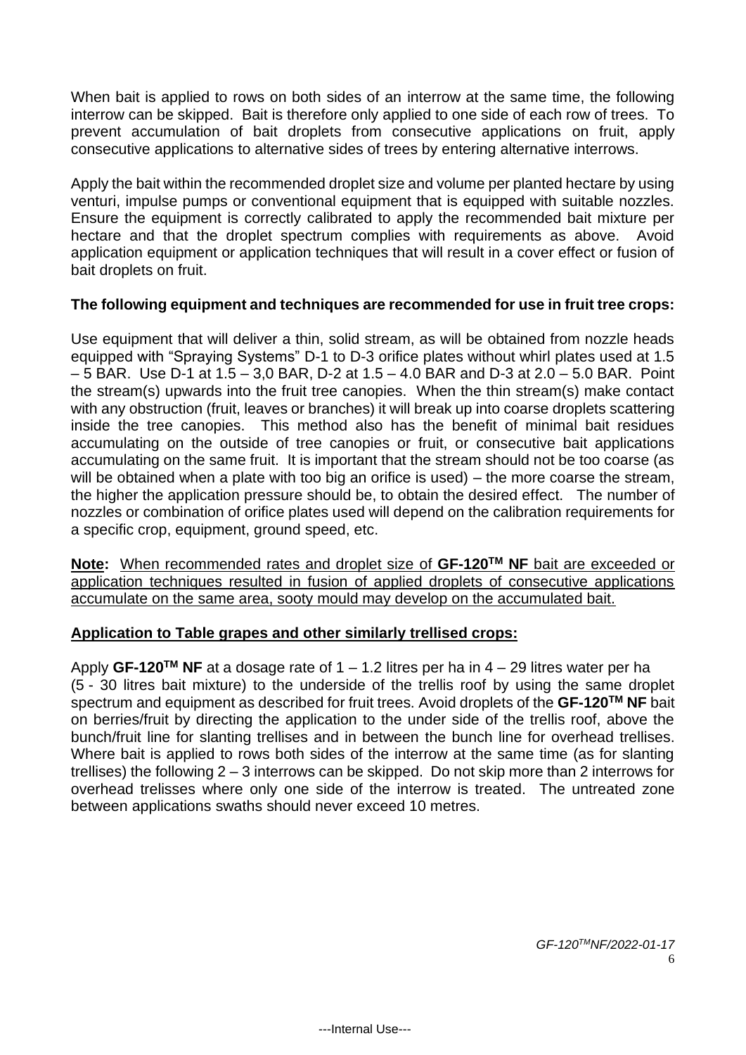When bait is applied to rows on both sides of an interrow at the same time, the following interrow can be skipped. Bait is therefore only applied to one side of each row of trees. To prevent accumulation of bait droplets from consecutive applications on fruit, apply consecutive applications to alternative sides of trees by entering alternative interrows.

Apply the bait within the recommended droplet size and volume per planted hectare by using venturi, impulse pumps or conventional equipment that is equipped with suitable nozzles. Ensure the equipment is correctly calibrated to apply the recommended bait mixture per hectare and that the droplet spectrum complies with requirements as above. Avoid application equipment or application techniques that will result in a cover effect or fusion of bait droplets on fruit.

**The following equipment and techniques are recommended for use in fruit tree crops:**

Use equipment that will deliver a thin, solid stream, as will be obtained from nozzle heads equipped with "Spraying Systems" D-1 to D-3 orifice plates without whirl plates used at 1.5 – 5 BAR. Use D-1 at 1.5 – 3,0 BAR, D-2 at 1.5 – 4.0 BAR and D-3 at 2.0 – 5.0 BAR. Point the stream(s) upwards into the fruit tree canopies. When the thin stream(s) make contact with any obstruction (fruit, leaves or branches) it will break up into coarse droplets scattering inside the tree canopies. This method also has the benefit of minimal bait residues accumulating on the outside of tree canopies or fruit, or consecutive bait applications accumulating on the same fruit. It is important that the stream should not be too coarse (as will be obtained when a plate with too big an orifice is used) – the more coarse the stream, the higher the application pressure should be, to obtain the desired effect. The number of nozzles or combination of orifice plates used will depend on the calibration requirements for a specific crop, equipment, ground speed, etc.

**Note:** When recommended rates and droplet size of **GF-120™ NF** bait are exceeded or application techniques resulted in fusion of applied droplets of consecutive applications accumulate on the same area, sooty mould may develop on the accumulated bait.

**Application to Table grapes and other similarly trellised crops:**

Apply **GF-120™ NF** at a dosage rate of 1 – 1.2 litres per ha in 4 – 29 litres water per ha (5 - 30 litres bait mixture) to the underside of the trellis roof by using the same droplet spectrum and equipment as described for fruit trees. Avoid droplets of the **GF-120™ NF** bait on berries/fruit by directing the application to the under side of the trellis roof, above the bunch/fruit line for slanting trellises and in between the bunch line for overhead trellises. Where bait is applied to rows both sides of the interrow at the same time (as for slanting trellises) the following 2 – 3 interrows can be skipped. Do not skip more than 2 interrows for overhead trelisses where only one side of the interrow is treated. The untreated zone between applications swaths should never exceed 10 metres.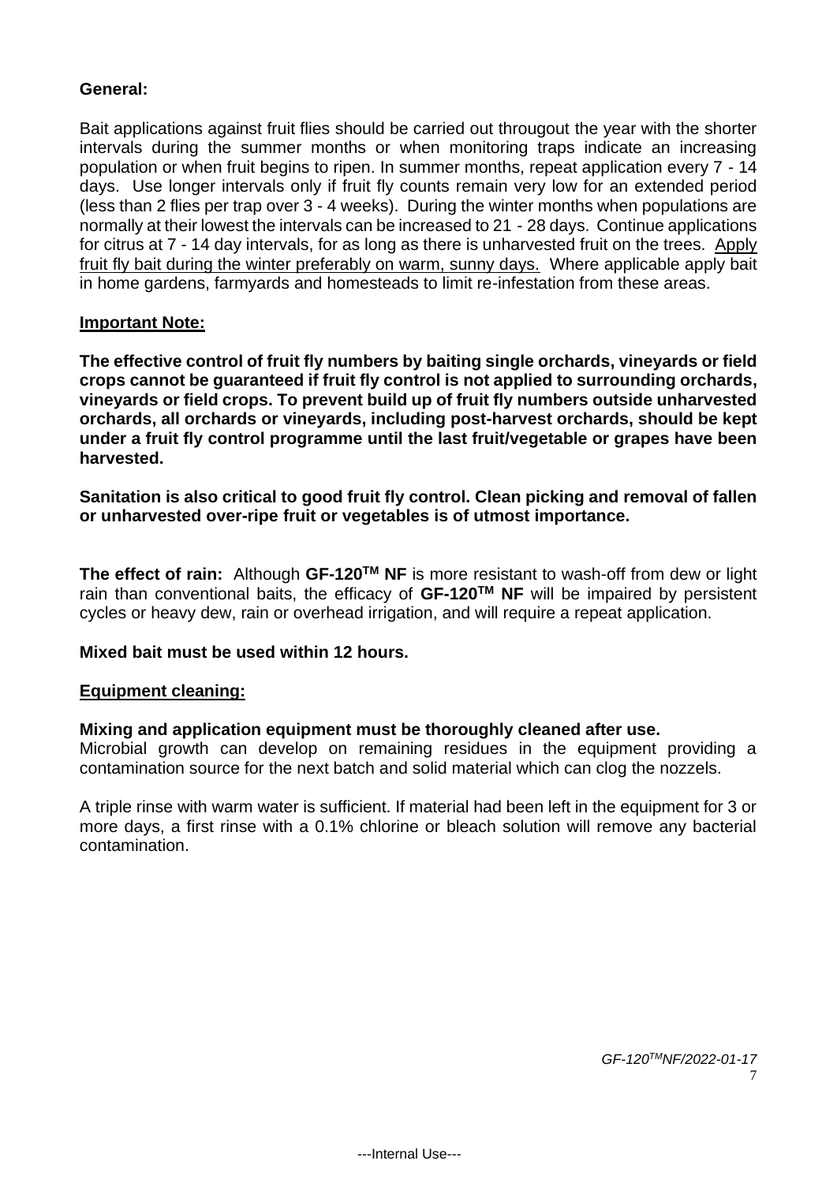**General:**

Bait applications against fruit flies should be carried out througout the year with the shorter intervals during the summer months or when monitoring traps indicate an increasing population or when fruit begins to ripen. In summer months, repeat application every 7 - 14 days. Use longer intervals only if fruit fly counts remain very low for an extended period (less than 2 flies per trap over 3 - 4 weeks). During the winter months when populations are normally at their lowest the intervals can be increased to 21 - 28 days. Continue applications for citrus at 7 - 14 day intervals, for as long as there is unharvested fruit on the trees. Apply fruit fly bait during the winter preferably on warm, sunny days. Where applicable apply bait in home gardens, farmyards and homesteads to limit re-infestation from these areas.

**Important Note:**

**The effective control of fruit fly numbers by baiting single orchards, vineyards or field crops cannot be guaranteed if fruit fly control is not applied to surrounding orchards, vineyards or field crops. To prevent build up of fruit fly numbers outside unharvested orchards, all orchards or vineyards, including post-harvest orchards, should be kept under a fruit fly control programme until the last fruit/vegetable or grapes have been harvested.**

**Sanitation is also critical to good fruit fly control. Clean picking and removal of fallen or unharvested over-ripe fruit or vegetables is of utmost importance.**

**The effect of rain:** Although **GF-120™ NF** is more resistant to wash-off from dew or light rain than conventional baits, the efficacy of **GF-120™ NF** will be impaired by persistent cycles or heavy dew, rain or overhead irrigation, and will require a repeat application.

**Mixed bait must be used within 12 hours.**

**Equipment cleaning:**

**Mixing and application equipment must be thoroughly cleaned after use.**
Microbial growth can develop on remaining residues in the equipment providing a contamination source for the next batch and solid material which can clog the nozzels.

A triple rinse with warm water is sufficient. If material had been left in the equipment for 3 or more days, a first rinse with a 0.1% chlorine or bleach solution will remove any bacterial contamination.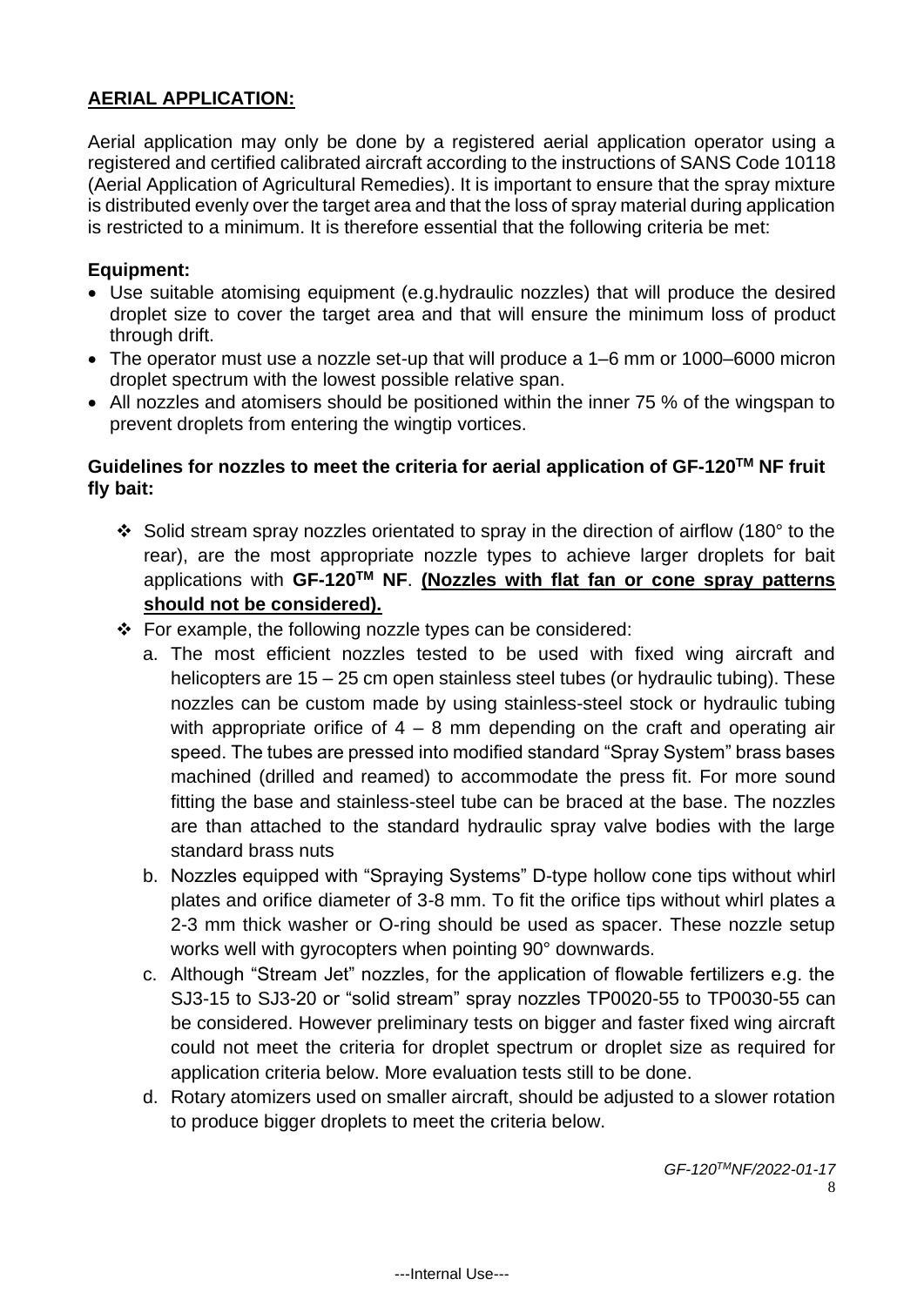## **AERIAL APPLICATION:**

Aerial application may only be done by a registered aerial application operator using a registered and certified calibrated aircraft according to the instructions of SANS Code 10118 (Aerial Application of Agricultural Remedies). It is important to ensure that the spray mixture is distributed evenly over the target area and that the loss of spray material during application is restricted to a minimum. It is therefore essential that the following criteria be met:

### **Equipment:**

- Use suitable atomising equipment (e.g.hydraulic nozzles) that will produce the desired droplet size to cover the target area and that will ensure the minimum loss of product through drift.
- The operator must use a nozzle set-up that will produce a 1–6 mm or 1000–6000 micron droplet spectrum with the lowest possible relative span.
- All nozzles and atomisers should be positioned within the inner 75 % of the wingspan to prevent droplets from entering the wingtip vortices.

### **Guidelines for nozzles to meet the criteria for aerial application of GF-120™ NF fruit fly bait:**

- Solid stream spray nozzles orientated to spray in the direction of airflow (180° to the rear), are the most appropriate nozzle types to achieve larger droplets for bait applications with **GF-120™ NF**. **(Nozzles with flat fan or cone spray patterns should not be considered).**
- For example, the following nozzle types can be considered:
  a. The most efficient nozzles tested to be used with fixed wing aircraft and helicopters are 15 – 25 cm open stainless steel tubes (or hydraulic tubing). These nozzles can be custom made by using stainless-steel stock or hydraulic tubing with appropriate orifice of 4 – 8 mm depending on the craft and operating air speed. The tubes are pressed into modified standard "Spray System" brass bases machined (drilled and reamed) to accommodate the press fit. For more sound fitting the base and stainless-steel tube can be braced at the base. The nozzles are than attached to the standard hydraulic spray valve bodies with the large standard brass nuts
  b. Nozzles equipped with "Spraying Systems" D-type hollow cone tips without whirl plates and orifice diameter of 3-8 mm. To fit the orifice tips without whirl plates a 2-3 mm thick washer or O-ring should be used as spacer. These nozzle setup works well with gyrocopters when pointing 90° downwards.
  c. Although "Stream Jet" nozzles, for the application of flowable fertilizers e.g. the SJ3-15 to SJ3-20 or "solid stream" spray nozzles TP0020-55 to TP0030-55 can be considered. However preliminary tests on bigger and faster fixed wing aircraft could not meet the criteria for droplet spectrum or droplet size as required for application criteria below. More evaluation tests still to be done.
  d. Rotary atomizers used on smaller aircraft, should be adjusted to a slower rotation to produce bigger droplets to meet the criteria below.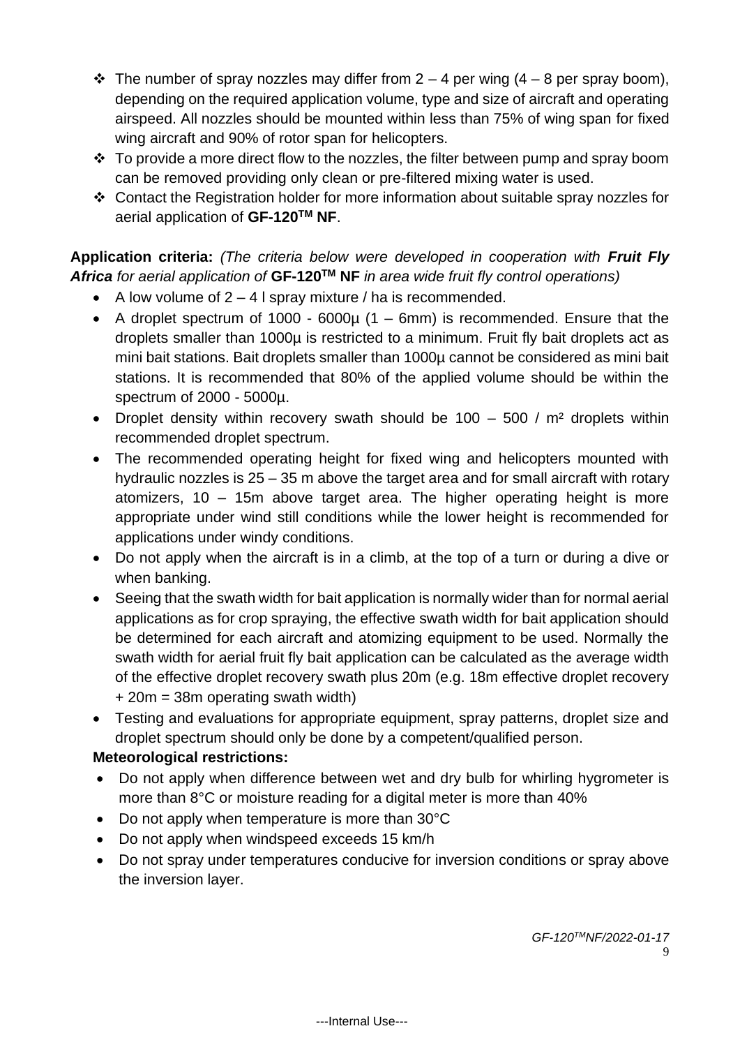- The number of spray nozzles may differ from 2 – 4 per wing (4 – 8 per spray boom), depending on the required application volume, type and size of aircraft and operating airspeed. All nozzles should be mounted within less than 75% of wing span for fixed wing aircraft and 90% of rotor span for helicopters.
- To provide a more direct flow to the nozzles, the filter between pump and spray boom can be removed providing only clean or pre-filtered mixing water is used.
- Contact the Registration holder for more information about suitable spray nozzles for aerial application of **GF-120TM NF**.

**Application criteria:** *(The criteria below were developed in cooperation with **Fruit Fly Africa** for aerial application of* **GF-120TM NF** *in area wide fruit fly control operations)*

- A low volume of 2 – 4 l spray mixture / ha is recommended.
- A droplet spectrum of 1000 - 6000µ (1 – 6mm) is recommended. Ensure that the droplets smaller than 1000µ is restricted to a minimum. Fruit fly bait droplets act as mini bait stations. Bait droplets smaller than 1000µ cannot be considered as mini bait stations. It is recommended that 80% of the applied volume should be within the spectrum of 2000 - 5000µ.
- Droplet density within recovery swath should be 100 – 500 / m² droplets within recommended droplet spectrum.
- The recommended operating height for fixed wing and helicopters mounted with hydraulic nozzles is 25 – 35 m above the target area and for small aircraft with rotary atomizers, 10 – 15m above target area. The higher operating height is more appropriate under wind still conditions while the lower height is recommended for applications under windy conditions.
- Do not apply when the aircraft is in a climb, at the top of a turn or during a dive or when banking.
- Seeing that the swath width for bait application is normally wider than for normal aerial applications as for crop spraying, the effective swath width for bait application should be determined for each aircraft and atomizing equipment to be used. Normally the swath width for aerial fruit fly bait application can be calculated as the average width of the effective droplet recovery swath plus 20m (e.g. 18m effective droplet recovery + 20m = 38m operating swath width)
- Testing and evaluations for appropriate equipment, spray patterns, droplet size and droplet spectrum should only be done by a competent/qualified person.

**Meteorological restrictions:**

- Do not apply when difference between wet and dry bulb for whirling hygrometer is more than 8°C or moisture reading for a digital meter is more than 40%
- Do not apply when temperature is more than 30°C
- Do not apply when windspeed exceeds 15 km/h
- Do not spray under temperatures conducive for inversion conditions or spray above the inversion layer.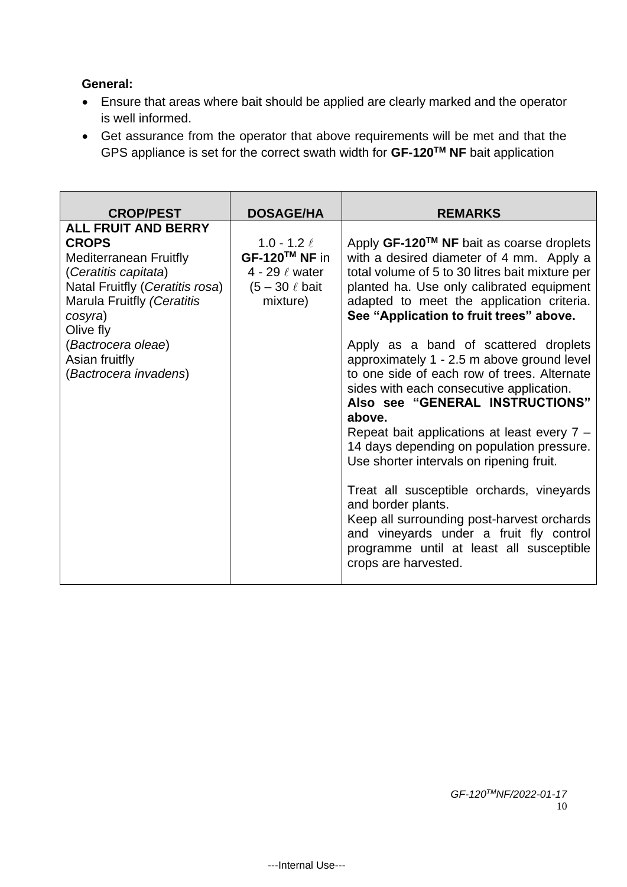**General:**

- Ensure that areas where bait should be applied are clearly marked and the operator is well informed.
- Get assurance from the operator that above requirements will be met and that the GPS appliance is set for the correct swath width for **GF-120TM NF** bait application

| CROP/PEST | DOSAGE/HA | REMARKS |
|---|---|---|
| **ALL FRUIT AND BERRY CROPS**<br>Mediterranean Fruitfly (*Ceratitis capitata*)<br>Natal Fruitfly (*Ceratitis rosa*)<br>Marula Fruitfly *(Ceratitis cosyra*)<br>Olive fly<br>(*Bactrocera oleae*)<br>Asian fruitfly<br>(*Bactrocera invadens*) | 1.0 - 1.2 ℓ **GF-120TM NF** in 4 - 29 ℓ water (5 – 30 ℓ bait mixture) | Apply **GF-120TM NF** bait as coarse droplets with a desired diameter of 4 mm. Apply a total volume of 5 to 30 litres bait mixture per planted ha. Use only calibrated equipment adapted to meet the application criteria. **See "Application to fruit trees" above.**<br><br>Apply as a band of scattered droplets approximately 1 - 2.5 m above ground level to one side of each row of trees. Alternate sides with each consecutive application.<br>**Also see "GENERAL INSTRUCTIONS" above.**<br>Repeat bait applications at least every 7 – 14 days depending on population pressure. Use shorter intervals on ripening fruit.<br><br>Treat all susceptible orchards, vineyards and border plants.<br>Keep all surrounding post-harvest orchards and vineyards under a fruit fly control programme until at least all susceptible crops are harvested. |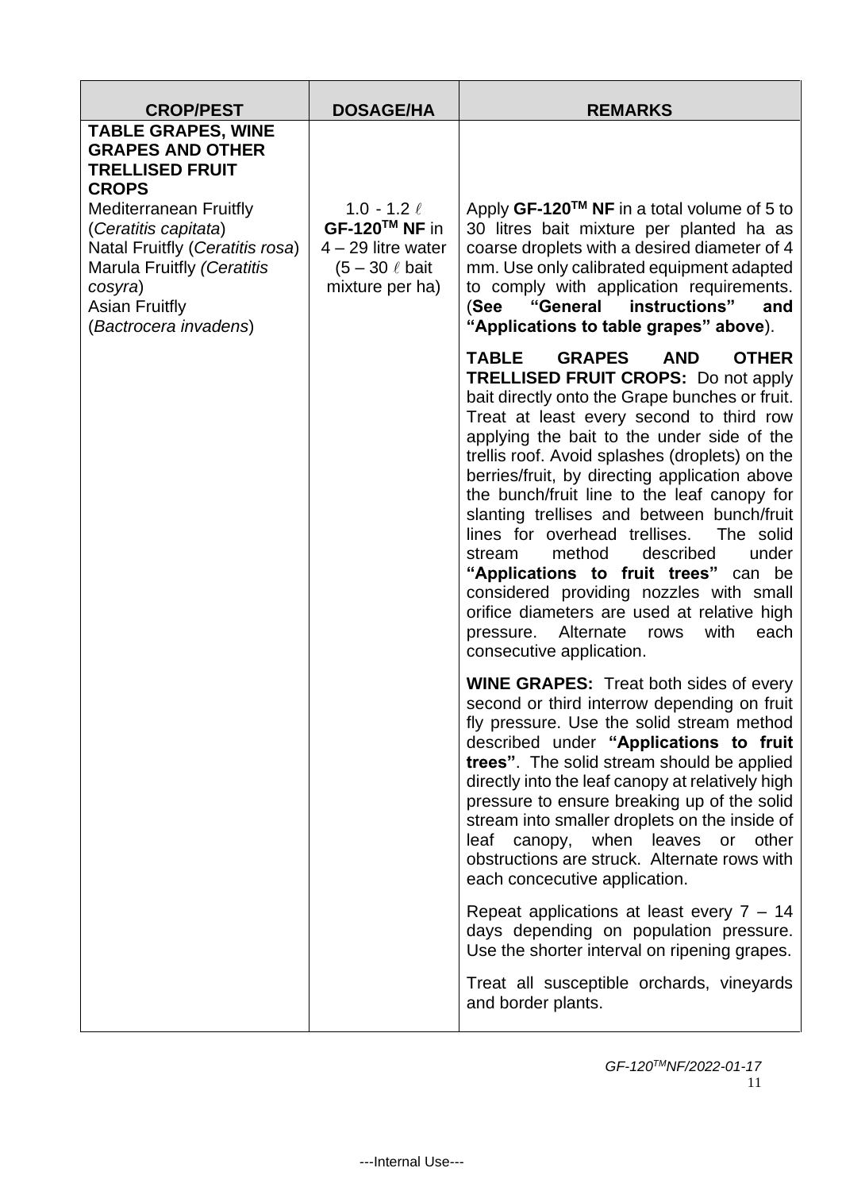| CROP/PEST | DOSAGE/HA | REMARKS |
|---|---|---|
| **TABLE GRAPES, WINE GRAPES AND OTHER TRELLISED FRUIT CROPS**<br>Mediterranean Fruitfly (*Ceratitis capitata*)<br>Natal Fruitfly (*Ceratitis rosa*)<br>Marula Fruitfly (*Ceratitis cosyra*)<br>Asian Fruitfly (*Bactrocera invadens*) | 1.0 - 1.2 ℓ **GF-120$^{TM}$ NF** in 4 – 29 litre water (5 – 30 ℓ bait mixture per ha) | Apply **GF-120$^{TM}$ NF** in a total volume of 5 to 30 litres bait mixture per planted ha as coarse droplets with a desired diameter of 4 mm. Use only calibrated equipment adapted to comply with application requirements. (**See "General instructions" and "Applications to table grapes" above**).<br><br>**TABLE GRAPES AND OTHER TRELLISED FRUIT CROPS:** Do not apply bait directly onto the Grape bunches or fruit. Treat at least every second to third row applying the bait to the under side of the trellis roof. Avoid splashes (droplets) on the berries/fruit, by directing application above the bunch/fruit line to the leaf canopy for slanting trellises and between bunch/fruit lines for overhead trellises. The solid stream method described under **"Applications to fruit trees"** can be considered providing nozzles with small orifice diameters are used at relative high pressure. Alternate rows with each consecutive application.<br><br>**WINE GRAPES:** Treat both sides of every second or third interrow depending on fruit fly pressure. Use the solid stream method described under **"Applications to fruit trees"**. The solid stream should be applied directly into the leaf canopy at relatively high pressure to ensure breaking up of the solid stream into smaller droplets on the inside of leaf canopy, when leaves or other obstructions are struck. Alternate rows with each concecutive application.<br><br>Repeat applications at least every 7 – 14 days depending on population pressure. Use the shorter interval on ripening grapes.<br><br>Treat all susceptible orchards, vineyards and border plants. |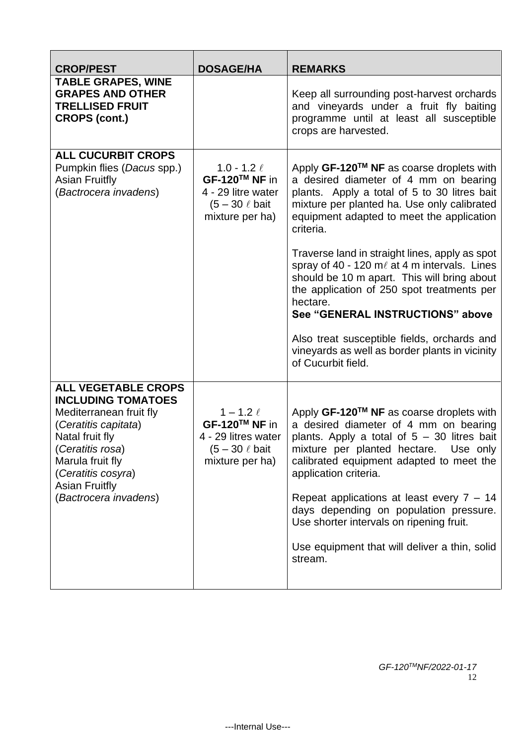| CROP/PEST | DOSAGE/HA | REMARKS |
|---|---|---|
| **TABLE GRAPES, WINE GRAPES AND OTHER TRELLISED FRUIT CROPS (cont.)** | | Keep all surrounding post-harvest orchards and vineyards under a fruit fly baiting programme until at least all susceptible crops are harvested. |
| **ALL CUCURBIT CROPS**<br>Pumpkin flies (*Dacus* spp.)<br>Asian Fruitfly (*Bactrocera invadens*) | 1.0 - 1.2 ℓ **GF-120™ NF** in 4 - 29 litre water (5 – 30 ℓ bait mixture per ha) | Apply **GF-120™ NF** as coarse droplets with a desired diameter of 4 mm on bearing plants. Apply a total of 5 to 30 litres bait mixture per planted ha. Use only calibrated equipment adapted to meet the application criteria.<br><br>Traverse land in straight lines, apply as spot spray of 40 - 120 mℓ at 4 m intervals. Lines should be 10 m apart. This will bring about the application of 250 spot treatments per hectare.<br>**See "GENERAL INSTRUCTIONS" above**<br><br>Also treat susceptible fields, orchards and vineyards as well as border plants in vicinity of Cucurbit field. |
| **ALL VEGETABLE CROPS INCLUDING TOMATOES**<br>Mediterranean fruit fly (*Ceratitis capitata*)<br>Natal fruit fly (*Ceratitis rosa*)<br>Marula fruit fly (*Ceratitis cosyra*)<br>Asian Fruitfly (*Bactrocera invadens*) | 1 – 1.2 ℓ **GF-120™ NF** in 4 - 29 litres water (5 – 30 ℓ bait mixture per ha) | Apply **GF-120™ NF** as coarse droplets with a desired diameter of 4 mm on bearing plants. Apply a total of 5 – 30 litres bait mixture per planted hectare. Use only calibrated equipment adapted to meet the application criteria.<br><br>Repeat applications at least every 7 – 14 days depending on population pressure. Use shorter intervals on ripening fruit.<br><br>Use equipment that will deliver a thin, solid stream. |

*GF-120™NF/2022-01-17*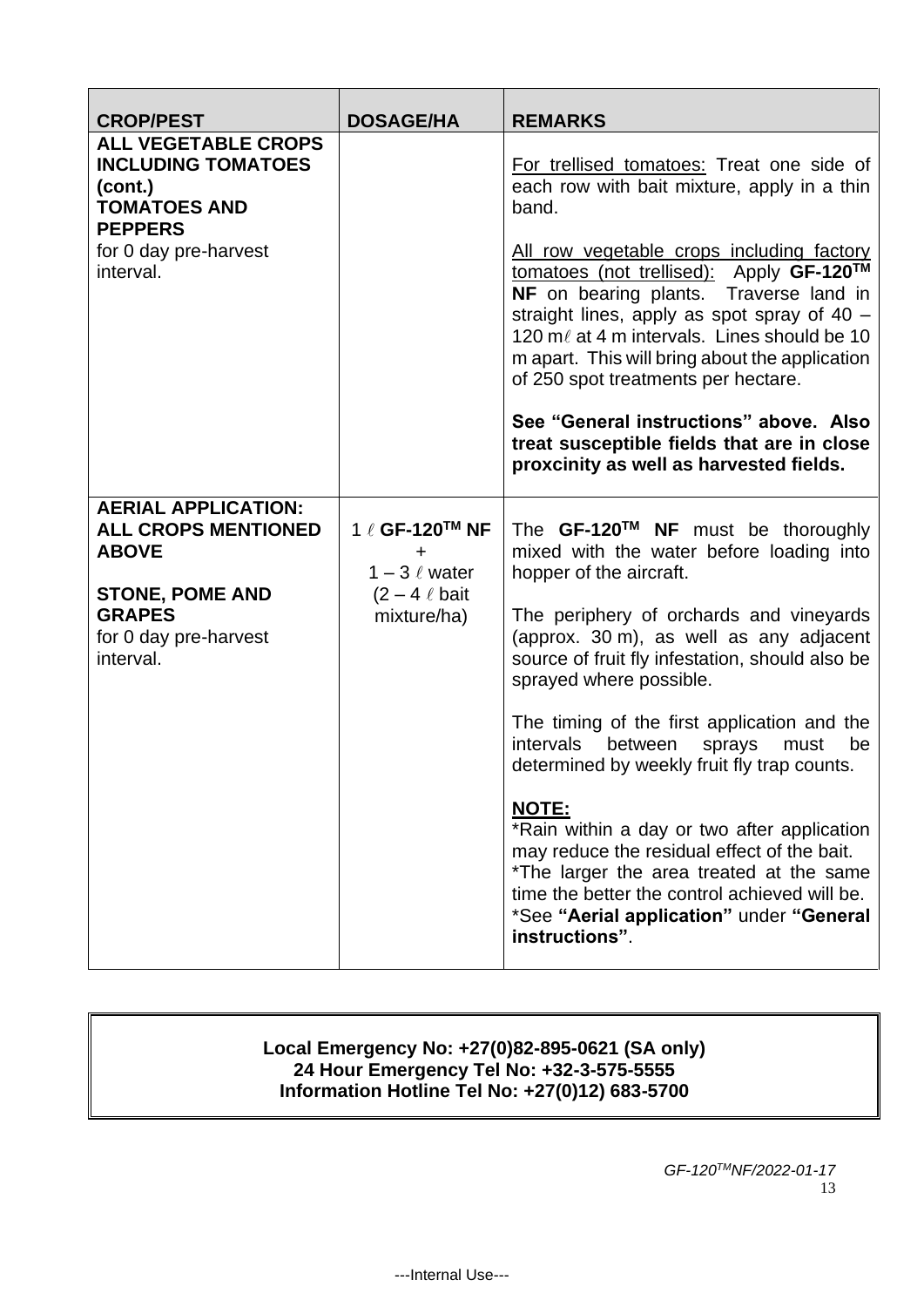| CROP/PEST | DOSAGE/HA | REMARKS |
|---|---|---|
| **ALL VEGETABLE CROPS INCLUDING TOMATOES (cont.)**<br>**TOMATOES AND PEPPERS**<br>for 0 day pre-harvest interval. | | For trellised tomatoes: Treat one side of each row with bait mixture, apply in a thin band.<br><br>All row vegetable crops including factory tomatoes (not trellised): Apply **GF-120TM NF** on bearing plants. Traverse land in straight lines, apply as spot spray of 40 – 120 mℓ at 4 m intervals. Lines should be 10 m apart. This will bring about the application of 250 spot treatments per hectare.<br><br>**See "General instructions" above. Also treat susceptible fields that are in close proxcinity as well as harvested fields.** |
| **AERIAL APPLICATION: ALL CROPS MENTIONED ABOVE**<br><br>**STONE, POME AND GRAPES**<br>for 0 day pre-harvest interval. | 1 ℓ **GF-120TM NF** + 1 – 3 ℓ water (2 – 4 ℓ bait mixture/ha) | The **GF-120TM NF** must be thoroughly mixed with the water before loading into hopper of the aircraft.<br><br>The periphery of orchards and vineyards (approx. 30 m), as well as any adjacent source of fruit fly infestation, should also be sprayed where possible.<br><br>The timing of the first application and the intervals between sprays must be determined by weekly fruit fly trap counts.<br><br>**NOTE:**<br>*Rain within a day or two after application may reduce the residual effect of the bait.<br>*The larger the area treated at the same time the better the control achieved will be.<br>*See **"Aerial application"** under **"General instructions"**. |

**Local Emergency No: +27(0)82-895-0621 (SA only)**
**24 Hour Emergency Tel No: +32-3-575-5555**
**Information Hotline Tel No: +27(0)12) 683-5700**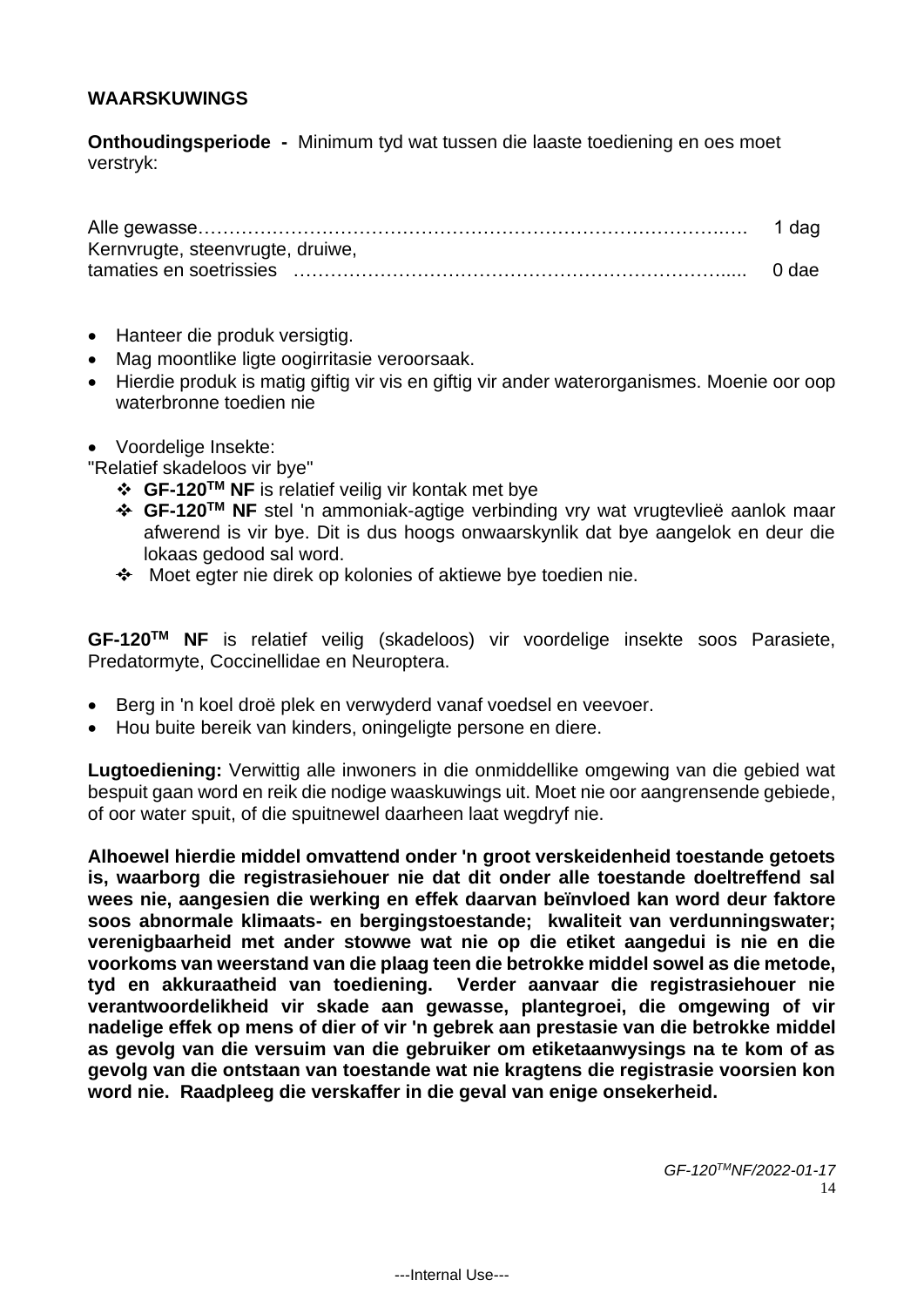**WAARSKUWINGS**

**Onthoudingsperiode -** Minimum tyd wat tussen die laaste toediening en oes moet verstryk:

| | |
|---|---|
| Alle gewasse | 1 dag |
| Kernvrugte, steenvrugte, druiwe, tamaties en soetrissies | 0 dae |

- Hanteer die produk versigtig.
- Mag moontlike ligte oogirritasie veroorsaak.
- Hierdie produk is matig giftig vir vis en giftig vir ander waterorganismes. Moenie oor oop waterbronne toedien nie
- Voordelige Insekte:

"Relatief skadeloos vir bye"

- **GF-120™ NF** is relatief veilig vir kontak met bye
- **GF-120™ NF** stel 'n ammoniak-agtige verbinding vry wat vrugtevlieë aanlok maar afwerend is vir bye. Dit is dus hoogs onwaarskynlik dat bye aangelok en deur die lokaas gedood sal word.
- Moet egter nie direk op kolonies of aktiewe bye toedien nie.

**GF-120™ NF** is relatief veilig (skadeloos) vir voordelige insekte soos Parasiete, Predatormyte, Coccinellidae en Neuroptera.

- Berg in 'n koel droë plek en verwyderd vanaf voedsel en veevoer.
- Hou buite bereik van kinders, oningeligte persone en diere.

**Lugtoediening:** Verwittig alle inwoners in die onmiddellike omgewing van die gebied wat bespuit gaan word en reik die nodige waaskuwings uit. Moet nie oor aangrensende gebiede, of oor water spuit, of die spuitnewel daarheen laat wegdryf nie.

**Alhoewel hierdie middel omvattend onder 'n groot verskeidenheid toestande getoets is, waarborg die registrasiehouer nie dat dit onder alle toestande doeltreffend sal wees nie, aangesien die werking en effek daarvan beïnvloed kan word deur faktore soos abnormale klimaats- en bergingstoestande; kwaliteit van verdunningswater; verenigbaarheid met ander stowwe wat nie op die etiket aangedui is nie en die voorkoms van weerstand van die plaag teen die betrokke middel sowel as die metode, tyd en akkuraatheid van toediening. Verder aanvaar die registrasiehouer nie verantwoordelikheid vir skade aan gewasse, plantegroei, die omgewing of vir nadelige effek op mens of dier of vir 'n gebrek aan prestasie van die betrokke middel as gevolg van die versuim van die gebruiker om etiketaanwysings na te kom of as gevolg van die ontstaan van toestande wat nie kragtens die registrasie voorsien kon word nie. Raadpleeg die verskaffer in die geval van enige onsekerheid.**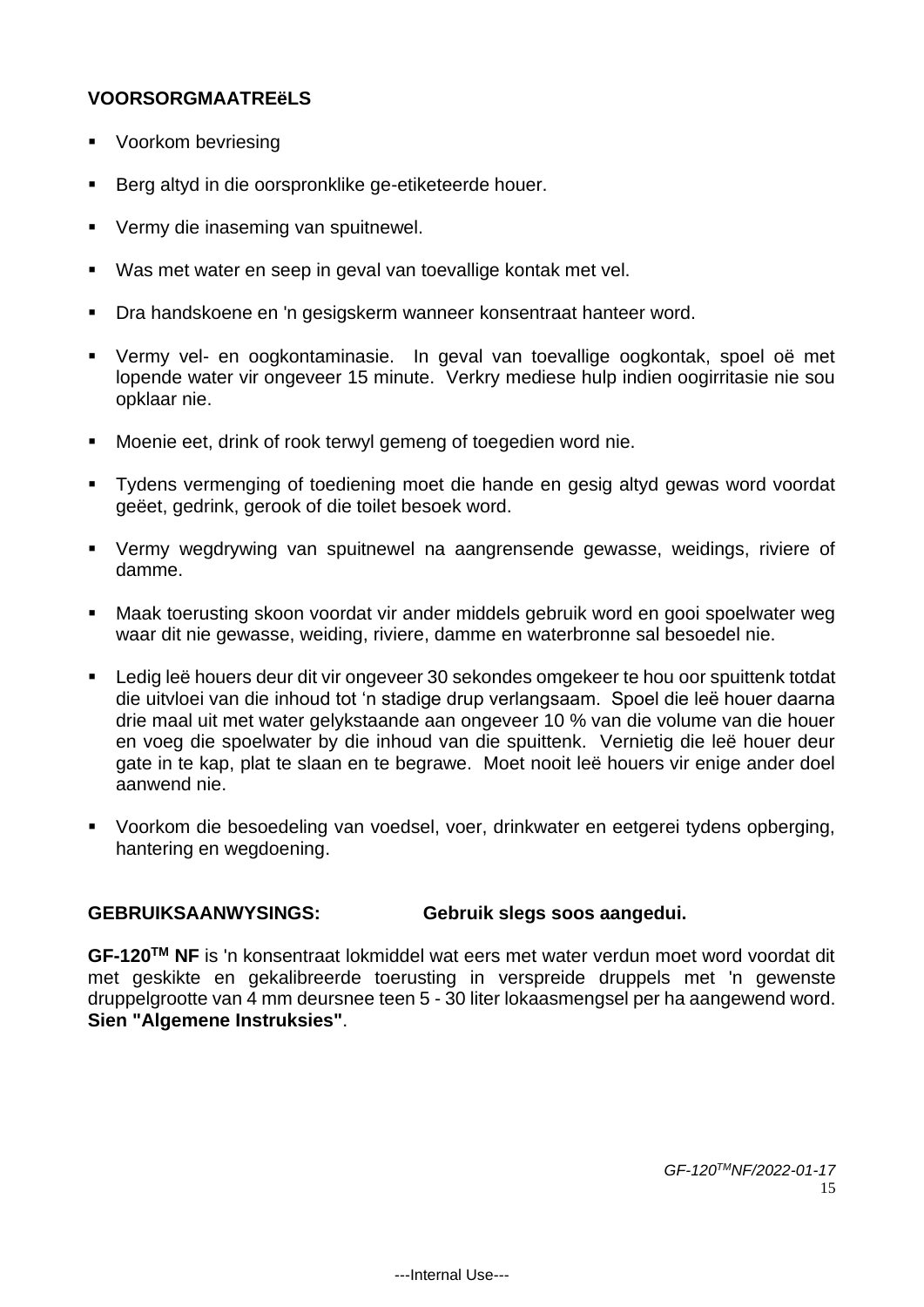**VOORSORGMAATREëLS**

- Voorkom bevriesing
- Berg altyd in die oorspronklike ge-etiketeerde houer.
- Vermy die inaseming van spuitnewel.
- Was met water en seep in geval van toevallige kontak met vel.
- Dra handskoene en 'n gesigskerm wanneer konsentraat hanteer word.
- Vermy vel- en oogkontaminasie. In geval van toevallige oogkontak, spoel oë met lopende water vir ongeveer 15 minute. Verkry mediese hulp indien oogirritasie nie sou opklaar nie.
- Moenie eet, drink of rook terwyl gemeng of toegedien word nie.
- Tydens vermenging of toediening moet die hande en gesig altyd gewas word voordat geëet, gedrink, gerook of die toilet besoek word.
- Vermy wegdrywing van spuitnewel na aangrensende gewasse, weidings, riviere of damme.
- Maak toerusting skoon voordat vir ander middels gebruik word en gooi spoelwater weg waar dit nie gewasse, weiding, riviere, damme en waterbronne sal besoedel nie.
- Ledig leë houers deur dit vir ongeveer 30 sekondes omgekeer te hou oor spuittenk totdat die uitvloei van die inhoud tot 'n stadige drup verlangsaam. Spoel die leë houer daarna drie maal uit met water gelykstaande aan ongeveer 10 % van die volume van die houer en voeg die spoelwater by die inhoud van die spuittenk. Vernietig die leë houer deur gate in te kap, plat te slaan en te begrawe. Moet nooit leë houers vir enige ander doel aanwend nie.
- Voorkom die besoedeling van voedsel, voer, drinkwater en eetgerei tydens opberging, hantering en wegdoening.

**GEBRUIKSAANWYSINGS: Gebruik slegs soos aangedui.**

**GF-120TM NF** is 'n konsentraat lokmiddel wat eers met water verdun moet word voordat dit met geskikte en gekalibreerde toerusting in verspreide druppels met 'n gewenste druppelgrootte van 4 mm deursnee teen 5 - 30 liter lokaasmengsel per ha aangewend word. **Sien "Algemene Instruksies"**.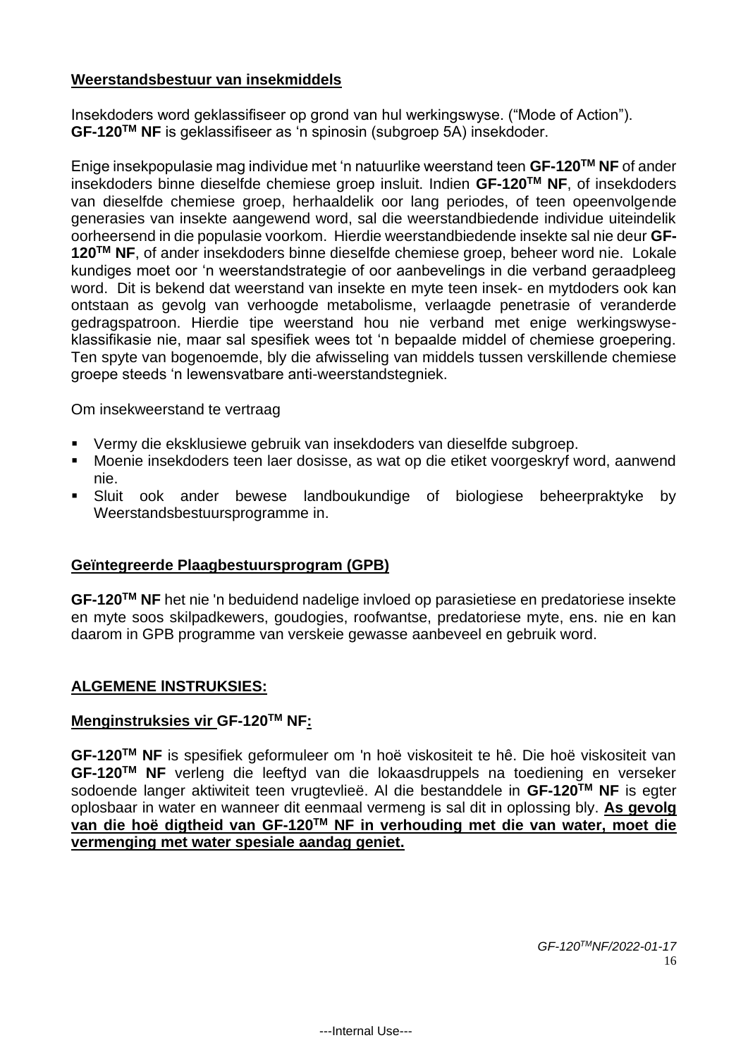**Weerstandsbestuur van insekmiddels**

Insekdoders word geklassifiseer op grond van hul werkingswyse. ("Mode of Action"). **GF-120™ NF** is geklassifiseer as 'n spinosin (subgroep 5A) insekdoder.

Enige insekpopulasie mag individue met 'n natuurlike weerstand teen **GF-120™ NF** of ander insekdoders binne dieselfde chemiese groep insluit. Indien **GF-120™ NF**, of insekdoders van dieselfde chemiese groep, herhaaldelik oor lang periodes, of teen opeenvolgende generasies van insekte aangewend word, sal die weerstandbiedende individue uiteindelik oorheersend in die populasie voorkom. Hierdie weerstandbiedende insekte sal nie deur **GF-120™ NF**, of ander insekdoders binne dieselfde chemiese groep, beheer word nie. Lokale kundiges moet oor 'n weerstandstrategie of oor aanbevelings in die verband geraadpleeg word. Dit is bekend dat weerstand van insekte en myte teen insek- en mytdoders ook kan ontstaan as gevolg van verhoogde metabolisme, verlaagde penetrasie of veranderde gedragspatroon. Hierdie tipe weerstand hou nie verband met enige werkingswyse-klassifikasie nie, maar sal spesifiek wees tot 'n bepaalde middel of chemiese groepering. Ten spyte van bogenoemde, bly die afwisseling van middels tussen verskillende chemiese groepe steeds 'n lewensvatbare anti-weerstandstegniek.

Om insekweerstand te vertraag

- Vermy die eksklusiewe gebruik van insekdoders van dieselfde subgroep.
- Moenie insekdoders teen laer dosisse, as wat op die etiket voorgeskryf word, aanwend nie.
- Sluit ook ander bewese landboukundige of biologiese beheerpraktyke by Weerstandsbestuursprogramme in.

**Geïntegreerde Plaagbestuursprogram (GPB)**

**GF-120™ NF** het nie 'n beduidend nadelige invloed op parasietiese en predatoriese insekte en myte soos skilpadkewers, goudogies, roofwantse, predatoriese myte, ens. nie en kan daarom in GPB programme van verskeie gewasse aanbeveel en gebruik word.

**ALGEMENE INSTRUKSIES:**

**Menginstruksies vir GF-120™ NF:**

**GF-120™ NF** is spesifiek geformuleer om 'n hoë viskositeit te hê. Die hoë viskositeit van **GF-120™ NF** verleng die leeftyd van die lokaasdruppels na toediening en verseker sodoende langer aktiwiteit teen vrugtevlieë. Al die bestanddele in **GF-120™ NF** is egter oplosbaar in water en wanneer dit eenmaal vermeng is sal dit in oplossing bly. **As gevolg van die hoë digtheid van GF-120™ NF in verhouding met die van water, moet die vermenging met water spesiale aandag geniet.**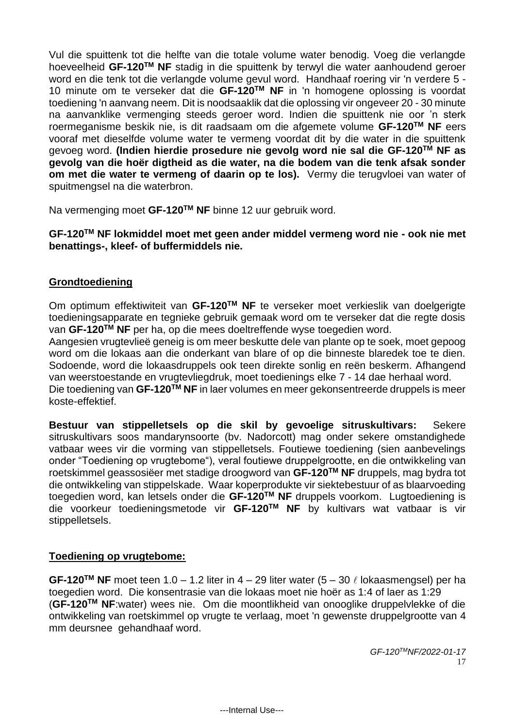Vul die spuittenk tot die helfte van die totale volume water benodig. Voeg die verlangde hoeveelheid **GF-120$^{TM}$ NF** stadig in die spuittenk by terwyl die water aanhoudend geroer word en die tenk tot die verlangde volume gevul word. Handhaaf roering vir 'n verdere 5 - 10 minute om te verseker dat die **GF-120$^{TM}$ NF** in 'n homogene oplossing is voordat toediening 'n aanvang neem. Dit is noodsaaklik dat die oplossing vir ongeveer 20 - 30 minute na aanvanklike vermenging steeds geroer word. Indien die spuittenk nie oor 'n sterk roermeganisme beskik nie, is dit raadsaam om die afgemete volume **GF-120$^{TM}$ NF** eers vooraf met dieselfde volume water te vermeng voordat dit by die water in die spuittenk gevoeg word. **(Indien hierdie prosedure nie gevolg word nie sal die GF-120$^{TM}$ NF as gevolg van die hoër digtheid as die water, na die bodem van die tenk afsak sonder om met die water te vermeng of daarin op te los).** Vermy die terugvloei van water of spuitmengsel na die waterbron.

Na vermenging moet **GF-120$^{TM}$ NF** binne 12 uur gebruik word.

**GF-120$^{TM}$ NF lokmiddel moet met geen ander middel vermeng word nie - ook nie met benattings-, kleef- of buffermiddels nie.**

## Grondtoediening

Om optimum effektiwiteit van **GF-120$^{TM}$ NF** te verseker moet verkieslik van doelgerigte toedieningsapparate en tegnieke gebruik gemaak word om te verseker dat die regte dosis van **GF-120$^{TM}$ NF** per ha, op die mees doeltreffende wyse toegedien word.
Aangesien vrugtevlieë geneig is om meer beskutte dele van plante op te soek, moet gepoog word om die lokaas aan die onderkant van blare of op die binneste bladedek toe te dien. Sodoende, word die lokaasdruppels ook teen direkte sonlig en reën beskerm. Afhangend van weerstoestande en vrugtevliegdruk, moet toedienings elke 7 - 14 dae herhaal word.
Die toediening van **GF-120$^{TM}$ NF** in laer volumes en meer gekonsentreerde druppels is meer koste-effektief.

**Bestuur van stippelletsels op die skil by gevoelige sitruskultivars:** Sekere sitruskultivars soos mandarynsoorte (bv. Nadorcott) mag onder sekere omstandighede vatbaar wees vir die vorming van stippelletsels. Foutiewe toediening (sien aanbevelings onder "Toediening op vrugtebome"), veral foutiewe druppelgrootte, en die ontwikkeling van roetskimmel geassosiëer met stadige droogword van **GF-120$^{TM}$ NF** druppels, mag bydra tot die ontwikkeling van stippelskade. Waar koperprodukte vir siektebestuur of as blaarvoeding toegedien word, kan letsels onder die **GF-120$^{TM}$ NF** druppels voorkom. Lugtoediening is die voorkeur toedieningsmetode vir **GF-120$^{TM}$ NF** by kultivars wat vatbaar is vir stippelletsels.

## Toediening op vrugtebome:

**GF-120$^{TM}$ NF** moet teen 1.0 – 1.2 liter in 4 – 29 liter water (5 – 30 ℓ lokaasmengsel) per ha toegedien word. Die konsentrasie van die lokaas moet nie hoër as 1:4 of laer as 1:29 (**GF-120$^{TM}$ NF**:water) wees nie. Om die moontlikheid van onooglike druppelvlekke of die ontwikkeling van roetskimmel op vrugte te verlaag, moet 'n gewenste druppelgrootte van 4 mm deursnee gehandhaaf word.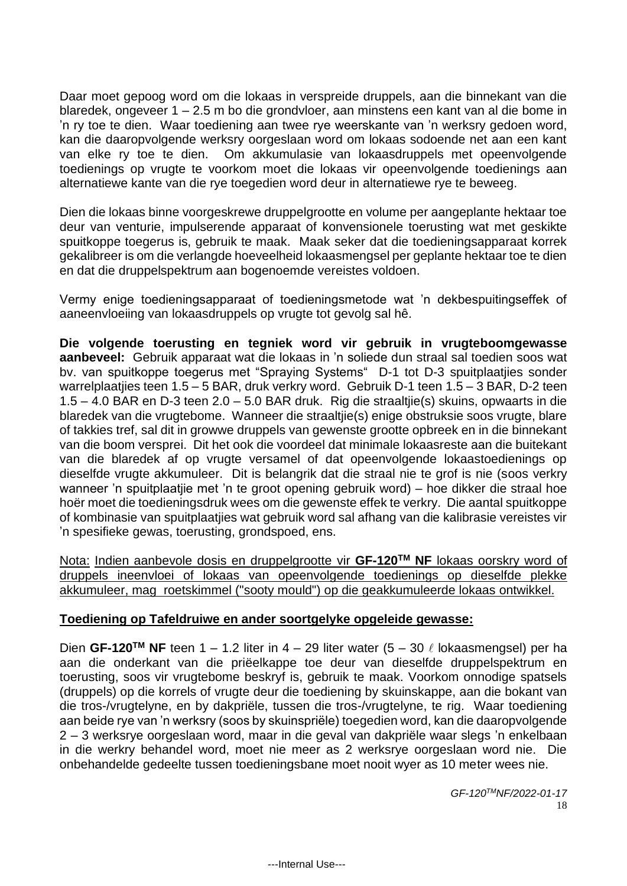Daar moet gepoog word om die lokaas in verspreide druppels, aan die binnekant van die blaredek, ongeveer 1 – 2.5 m bo die grondvloer, aan minstens een kant van al die bome in 'n ry toe te dien. Waar toediening aan twee rye weerskante van 'n werksry gedoen word, kan die daaropvolgende werksry oorgeslaan word om lokaas sodoende net aan een kant van elke ry toe te dien. Om akkumulasie van lokaasdruppels met opeenvolgende toedienings op vrugte te voorkom moet die lokaas vir opeenvolgende toedienings aan alternatiewe kante van die rye toegedien word deur in alternatiewe rye te beweeg.

Dien die lokaas binne voorgeskrewe druppelgrootte en volume per aangeplante hektaar toe deur van venturie, impulserende apparaat of konvensionele toerusting wat met geskikte spuitkoppe toegerus is, gebruik te maak. Maak seker dat die toedieningsapparaat korrek gekalibreer is om die verlangde hoeveelheid lokaasmengsel per geplante hektaar toe te dien en dat die druppelspektrum aan bogenoemde vereistes voldoen.

Vermy enige toedieningsapparaat of toedieningsmetode wat 'n dekbespuitingseffek of aaneenvloeiing van lokaasdruppels op vrugte tot gevolg sal hê.

**Die volgende toerusting en tegniek word vir gebruik in vrugteboomgewasse aanbeveel:** Gebruik apparaat wat die lokaas in 'n soliede dun straal sal toedien soos wat bv. van spuitkoppe toegerus met "Spraying Systems" D-1 tot D-3 spuitplaatjies sonder warrelplaatjies teen 1.5 – 5 BAR, druk verkry word. Gebruik D-1 teen 1.5 – 3 BAR, D-2 teen 1.5 – 4.0 BAR en D-3 teen 2.0 – 5.0 BAR druk. Rig die straaltjie(s) skuins, opwaarts in die blaredek van die vrugtebome. Wanneer die straaltjie(s) enige obstruksie soos vrugte, blare of takkies tref, sal dit in growwe druppels van gewenste grootte opbreek en in die binnekant van die boom versprei. Dit het ook die voordeel dat minimale lokaasreste aan die buitekant van die blaredek af op vrugte versamel of dat opeenvolgende lokaastoedienings op dieselfde vrugte akkumuleer. Dit is belangrik dat die straal nie te grof is nie (soos verkry wanneer 'n spuitplaatjie met 'n te groot opening gebruik word) – hoe dikker die straal hoe hoër moet die toedieningsdruk wees om die gewenste effek te verkry. Die aantal spuitkoppe of kombinasie van spuitplaatjies wat gebruik word sal afhang van die kalibrasie vereistes vir 'n spesifieke gewas, toerusting, grondspoed, ens.

<u>Nota: Indien aanbevole dosis en druppelgrootte vir **GF-120™ NF** lokaas oorskry word of druppels ineenvloei of lokaas van opeenvolgende toedienings op dieselfde plekke akkumuleer, mag roetskimmel ("sooty mould") op die geakkumuleerde lokaas ontwikkel.</u>

**<u>Toediening op Tafeldruiwe en ander soortgelyke opgeleide gewasse:</u>**

Dien **GF-120™ NF** teen 1 – 1.2 liter in 4 – 29 liter water (5 – 30 ℓ lokaasmengsel) per ha aan die onderkant van die priëelkappe toe deur van dieselfde druppelspektrum en toerusting, soos vir vrugtebome beskryf is, gebruik te maak. Voorkom onnodige spatsels (druppels) op die korrels of vrugte deur die toediening by skuinskappe, aan die bokant van die tros-/vrugtelyne, en by dakpriële, tussen die tros-/vrugtelyne, te rig. Waar toediening aan beide rye van 'n werksry (soos by skuinspriële) toegedien word, kan die daaropvolgende 2 – 3 werksrye oorgeslaan word, maar in die geval van dakpriële waar slegs 'n enkelbaan in die werkry behandel word, moet nie meer as 2 werksrye oorgeslaan word nie. Die onbehandelde gedeelte tussen toedieningsbane moet nooit wyer as 10 meter wees nie.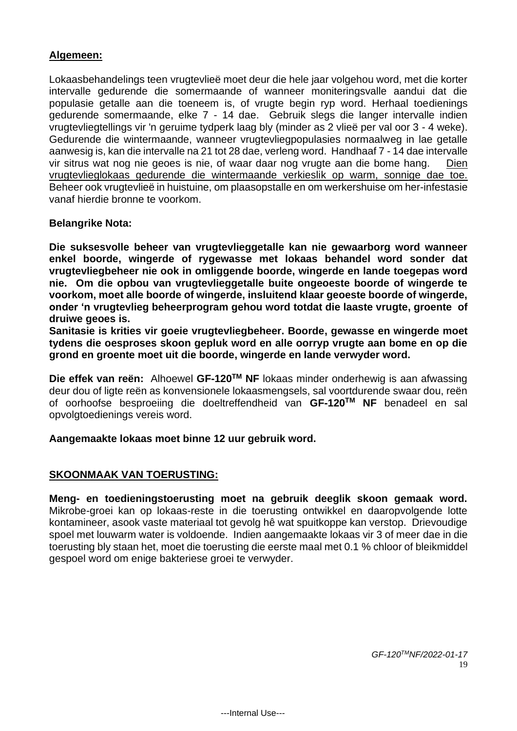**Algemeen:**

Lokaasbehandelings teen vrugtevlieë moet deur die hele jaar volgehou word, met die korter intervalle gedurende die somermaande of wanneer moniteringsvalle aandui dat die populasie getalle aan die toeneem is, of vrugte begin ryp word. Herhaal toedienings gedurende somermaande, elke 7 - 14 dae. Gebruik slegs die langer intervalle indien vrugtevliegtellings vir 'n geruime tydperk laag bly (minder as 2 vlieë per val oor 3 - 4 weke). Gedurende die wintermaande, wanneer vrugtevliegpopulasies normaalweg in lae getalle aanwesig is, kan die intervalle na 21 tot 28 dae, verleng word. Handhaaf 7 - 14 dae intervalle vir sitrus wat nog nie geoes is nie, of waar daar nog vrugte aan die bome hang. Dien vrugtevlieglokaas gedurende die wintermaande verkieslik op warm, sonnige dae toe. Beheer ook vrugtevlieë in huistuine, om plaasopstalle en om werkershuise om her-infestasie vanaf hierdie bronne te voorkom.

**Belangrike Nota:**

**Die suksesvolle beheer van vrugtevlieggetalle kan nie gewaarborg word wanneer enkel boorde, wingerde of rygewasse met lokaas behandel word sonder dat vrugtevliegbeheer nie ook in omliggende boorde, wingerde en lande toegepas word nie. Om die opbou van vrugtevlieggetalle buite ongeoeste boorde of wingerde te voorkom, moet alle boorde of wingerde, insluitend klaar geoeste boorde of wingerde, onder 'n vrugtevlieg beheerprogram gehou word totdat die laaste vrugte, groente of druiwe geoes is.**

**Sanitasie is krities vir goeie vrugtevliegbeheer. Boorde, gewasse en wingerde moet tydens die oesproses skoon gepluk word en alle oorryp vrugte aan bome en op die grond en groente moet uit die boorde, wingerde en lande verwyder word.**

**Die effek van reën:** Alhoewel **GF-120™ NF** lokaas minder onderhewig is aan afwassing deur dou of ligte reën as konvensionele lokaasmengsels, sal voortdurende swaar dou, reën of oorhoofse besproeiing die doeltreffendheid van **GF-120™ NF** benadeel en sal opvolgtoedienings vereis word.

**Aangemaakte lokaas moet binne 12 uur gebruik word.**

**SKOONMAAK VAN TOERUSTING:**

**Meng- en toedieningstoerusting moet na gebruik deeglik skoon gemaak word.** Mikrobe-groei kan op lokaas-reste in die toerusting ontwikkel en daaropvolgende lotte kontamineer, asook vaste materiaal tot gevolg hê wat spuitkoppe kan verstop. Drievoudige spoel met louwarm water is voldoende. Indien aangemaakte lokaas vir 3 of meer dae in die toerusting bly staan het, moet die toerusting die eerste maal met 0.1 % chloor of bleikmiddel gespoel word om enige bakteriese groei te verwyder.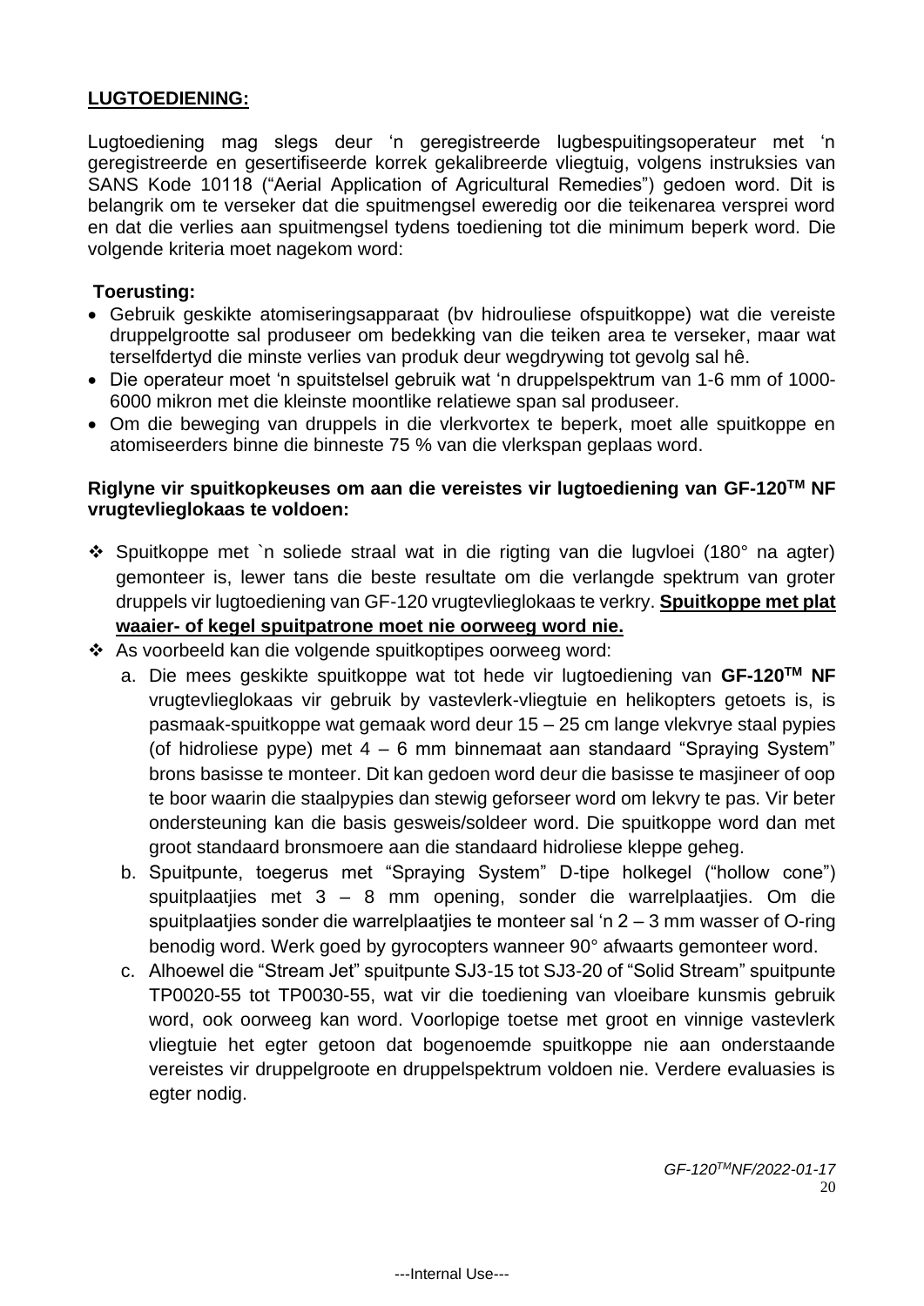**LUGTOEDIENING:**

Lugtoediening mag slegs deur 'n geregistreerde lugbespuitingsoperateur met 'n geregistreerde en gesertifiseerde korrek gekalibreerde vliegtuig, volgens instruksies van SANS Kode 10118 ("Aerial Application of Agricultural Remedies") gedoen word. Dit is belangrik om te verseker dat die spuitmengsel eweredig oor die teikenarea versprei word en dat die verlies aan spuitmengsel tydens toediening tot die minimum beperk word. Die volgende kriteria moet nagekom word:

**Toerusting:**

- Gebruik geskikte atomiseringsapparaat (bv hidrouliese ofspuitkoppe) wat die vereiste druppelgrootte sal produseer om bedekking van die teiken area te verseker, maar wat terselfdertyd die minste verlies van produk deur wegdrywing tot gevolg sal hê.
- Die operateur moet 'n spuitstelsel gebruik wat 'n druppelspektrum van 1-6 mm of 1000-6000 mikron met die kleinste moontlike relatiewe span sal produseer.
- Om die beweging van druppels in die vlerkvortex te beperk, moet alle spuitkoppe en atomiseerders binne die binneste 75 % van die vlerkspan geplaas word.

**Riglyne vir spuitkopkeuses om aan die vereistes vir lugtoediening van GF-120™ NF vrugtevlieglokaas te voldoen:**

- Spuitkoppe met `n soliede straal wat in die rigting van die lugvloei (180° na agter) gemonteer is, lewer tans die beste resultate om die verlangde spektrum van groter druppels vir lugtoediening van GF-120 vrugtevlieglokaas te verkry. **Spuitkoppe met plat waaier- of kegel spuitpatrone moet nie oorweeg word nie.**
- As voorbeeld kan die volgende spuitkoptipes oorweeg word:
  a. Die mees geskikte spuitkoppe wat tot hede vir lugtoediening van **GF-120™ NF** vrugtevlieglokaas vir gebruik by vastevlerk-vliegtuie en helikopters getoets is, is pasmaak-spuitkoppe wat gemaak word deur 15 – 25 cm lange vlekvrye staal pypies (of hidroliese pype) met 4 – 6 mm binnemaat aan standaard "Spraying System" brons basisse te monteer. Dit kan gedoen word deur die basisse te masjineer of oop te boor waarin die staalpypies dan stewig geforseer word om lekvry te pas. Vir beter ondersteuning kan die basis gesweis/soldeer word. Die spuitkoppe word dan met groot standaard bronsmoere aan die standaard hidroliese kleppe geheg.
  b. Spuitpunte, toegerus met "Spraying System" D-tipe holkegel ("hollow cone") spuitplaatjies met 3 – 8 mm opening, sonder die warrelplaatjies. Om die spuitplaatjies sonder die warrelplaatjies te monteer sal 'n 2 – 3 mm wasser of O-ring benodig word. Werk goed by gyrocopters wanneer 90° afwaarts gemonteer word.
  c. Alhoewel die "Stream Jet" spuitpunte SJ3-15 tot SJ3-20 of "Solid Stream" spuitpunte TP0020-55 tot TP0030-55, wat vir die toediening van vloeibare kunsmis gebruik word, ook oorweeg kan word. Voorlopige toetse met groot en vinnige vastevlerk vliegtuie het egter getoon dat bogenoemde spuitkoppe nie aan onderstaande vereistes vir druppelgroote en druppelspektrum voldoen nie. Verdere evaluasies is egter nodig.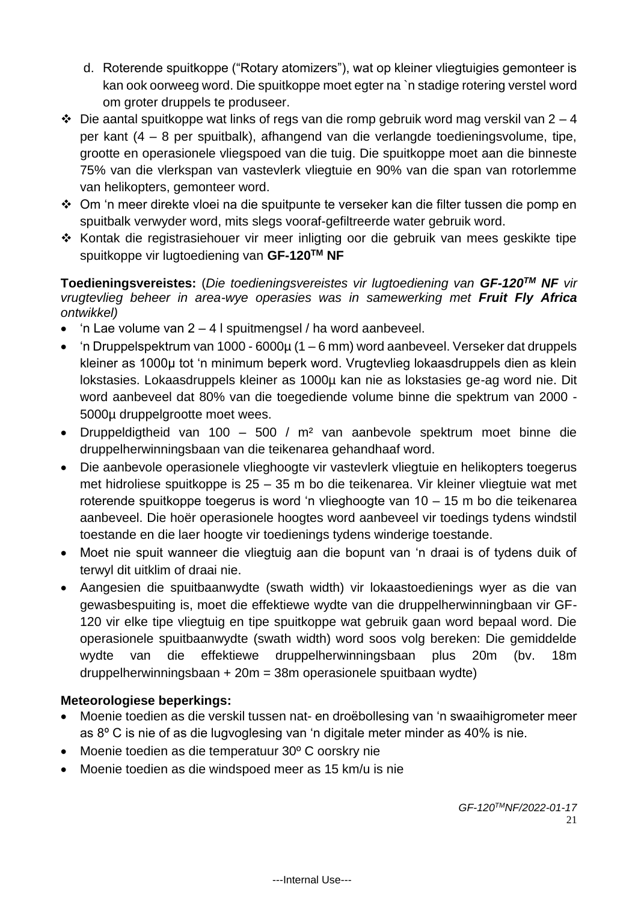d. Roterende spuitkoppe ("Rotary atomizers"), wat op kleiner vliegtuigies gemonteer is kan ook oorweeg word. Die spuitkoppe moet egter na `n stadige rotering verstel word om groter druppels te produseer.

- Die aantal spuitkoppe wat links of regs van die romp gebruik word mag verskil van 2 – 4 per kant (4 – 8 per spuitbalk), afhangend van die verlangde toedieningsvolume, tipe, grootte en operasionele vliegspoed van die tuig. Die spuitkoppe moet aan die binneste 75% van die vlerkspan van vastevlerk vliegtuie en 90% van die span van rotorlemme van helikopters, gemonteer word.
- Om 'n meer direkte vloei na die spuitpunte te verseker kan die filter tussen die pomp en spuitbalk verwyder word, mits slegs vooraf-gefiltreerde water gebruik word.
- Kontak die registrasiehouer vir meer inligting oor die gebruik van mees geskikte tipe spuitkoppe vir lugtoediening van **GF-120TM NF**

**Toedieningsvereistes:** (*Die toedieningsvereistes vir lugtoediening van **GF-120TM NF** vir vrugtevlieg beheer in area-wye operasies was in samewerking met **Fruit Fly Africa** ontwikkel)*

- 'n Lae volume van 2 – 4 l spuitmengsel / ha word aanbeveel.
- 'n Druppelspektrum van 1000 - 6000µ (1 – 6 mm) word aanbeveel. Verseker dat druppels kleiner as 1000µ tot 'n minimum beperk word. Vrugtevlieg lokaasdruppels dien as klein lokstasies. Lokaasdruppels kleiner as 1000µ kan nie as lokstasies ge-ag word nie. Dit word aanbeveel dat 80% van die toegediende volume binne die spektrum van 2000 - 5000µ druppelgrootte moet wees.
- Druppeldigtheid van 100 – 500 / m² van aanbevole spektrum moet binne die druppelherwinningsbaan van die teikenarea gehandhaaf word.
- Die aanbevole operasionele vlieghoogte vir vastevlerk vliegtuie en helikopters toegerus met hidroliese spuitkoppe is 25 – 35 m bo die teikenarea. Vir kleiner vliegtuie wat met roterende spuitkoppe toegerus is word 'n vlieghoogte van 10 – 15 m bo die teikenarea aanbeveel. Die hoër operasionele hoogtes word aanbeveel vir toedings tydens windstil toestande en die laer hoogte vir toedienings tydens winderige toestande.
- Moet nie spuit wanneer die vliegtuig aan die bopunt van 'n draai is of tydens duik of terwyl dit uitklim of draai nie.
- Aangesien die spuitbaanwydte (swath width) vir lokaastoedienings wyer as die van gewasbespuiting is, moet die effektiewe wydte van die druppelherwinningbaan vir GF-120 vir elke tipe vliegtuig en tipe spuitkoppe wat gebruik gaan word bepaal word. Die operasionele spuitbaanwydte (swath width) word soos volg bereken: Die gemiddelde wydte van die effektiewe druppelherwinningsbaan plus 20m (bv. 18m druppelherwinningsbaan + 20m = 38m operasionele spuitbaan wydte)

**Meteorologiese beperkings:**

- Moenie toedien as die verskil tussen nat- en droëbollesing van 'n swaaihigrometer meer as 8º C is nie of as die lugvoglesing van 'n digitale meter minder as 40% is nie.
- Moenie toedien as die temperatuur 30º C oorskry nie
- Moenie toedien as die windspoed meer as 15 km/u is nie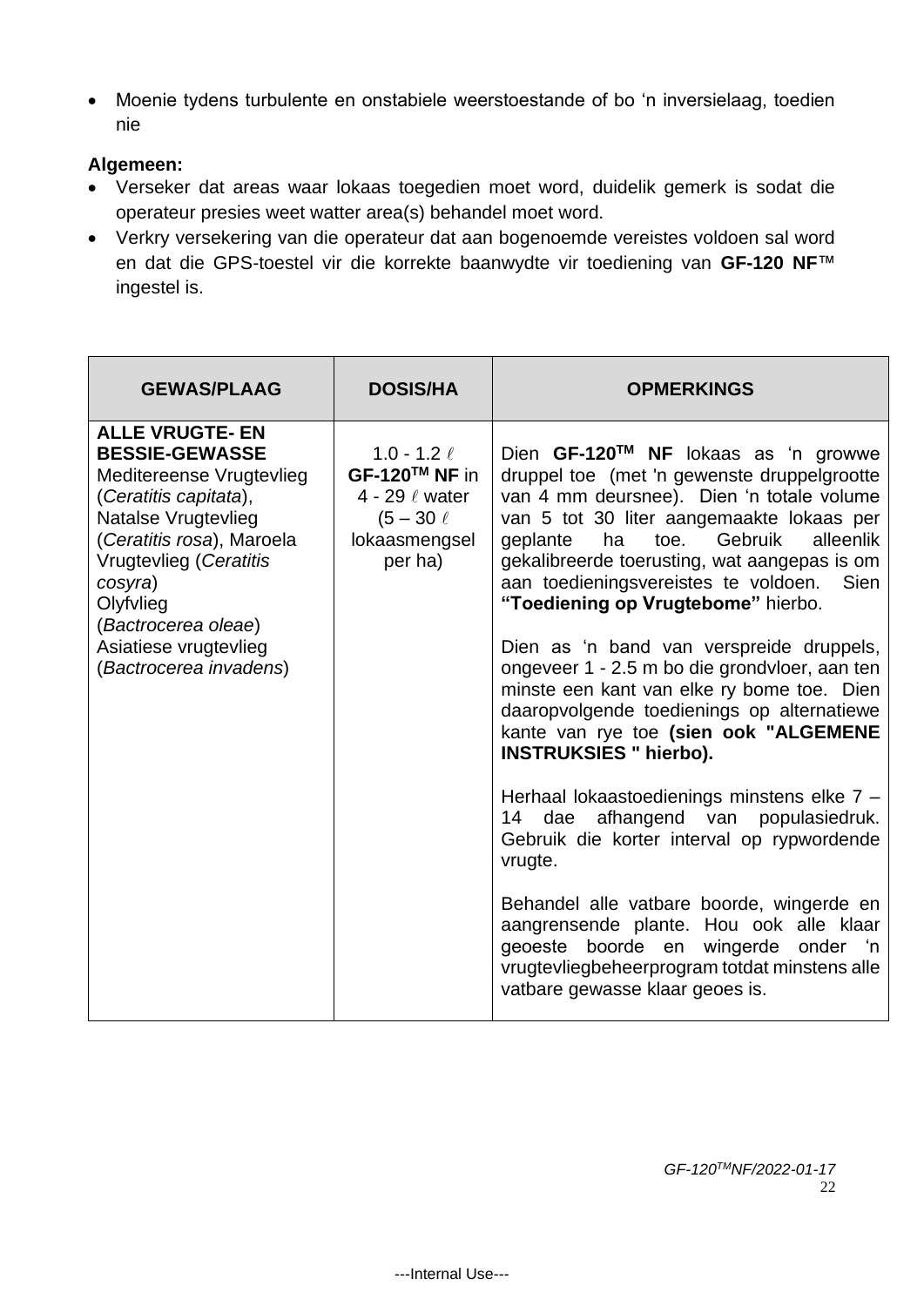- Moenie tydens turbulente en onstabiele weerstoestande of bo 'n inversielaag, toedien nie

**Algemeen:**

- Verseker dat areas waar lokaas toegedien moet word, duidelik gemerk is sodat die operateur presies weet watter area(s) behandel moet word.
- Verkry versekering van die operateur dat aan bogenoemde vereistes voldoen sal word en dat die GPS-toestel vir die korrekte baanwydte vir toediening van **GF-120 NF**™ ingestel is.

| GEWAS/PLAAG | DOSIS/HA | OPMERKINGS |
|---|---|---|
| **ALLE VRUGTE- EN BESSIE-GEWASSE**<br>Meditereense Vrugtevlieg (*Ceratitis capitata*), Natalse Vrugtevlieg (*Ceratitis rosa*), Maroela Vrugtevlieg (*Ceratitis cosyra*)<br>Olyfvlieg (*Bactrocerea oleae*)<br>Asiatiese vrugtevlieg (*Bactrocerea invadens*) | 1.0 - 1.2 ℓ **GF-120™ NF** in 4 - 29 ℓ water (5 – 30 ℓ lokaasmengsel per ha) | Dien **GF-120™ NF** lokaas as 'n growwe druppel toe (met 'n gewenste druppelgrootte van 4 mm deursnee). Dien 'n totale volume van 5 tot 30 liter aangemaakte lokaas per geplante ha toe. Gebruik alleenlik gekalibreerde toerusting, wat aangepas is om aan toedieningsvereistes te voldoen. Sien **"Toediening op Vrugtebome"** hierbo.<br><br>Dien as 'n band van verspreide druppels, ongeveer 1 - 2.5 m bo die grondvloer, aan ten minste een kant van elke ry bome toe. Dien daaropvolgende toedienings op alternatiewe kante van rye toe **(sien ook "ALGEMENE INSTRUKSIES " hierbo).**<br><br>Herhaal lokaastoedienings minstens elke 7 – 14 dae afhangend van populasiedruk. Gebruik die korter interval op rypwordende vrugte.<br><br>Behandel alle vatbare boorde, wingerde en aangrensende plante. Hou ook alle klaar geoeste boorde en wingerde onder 'n vrugtevliegbeheerprogram totdat minstens alle vatbare gewasse klaar geoes is. |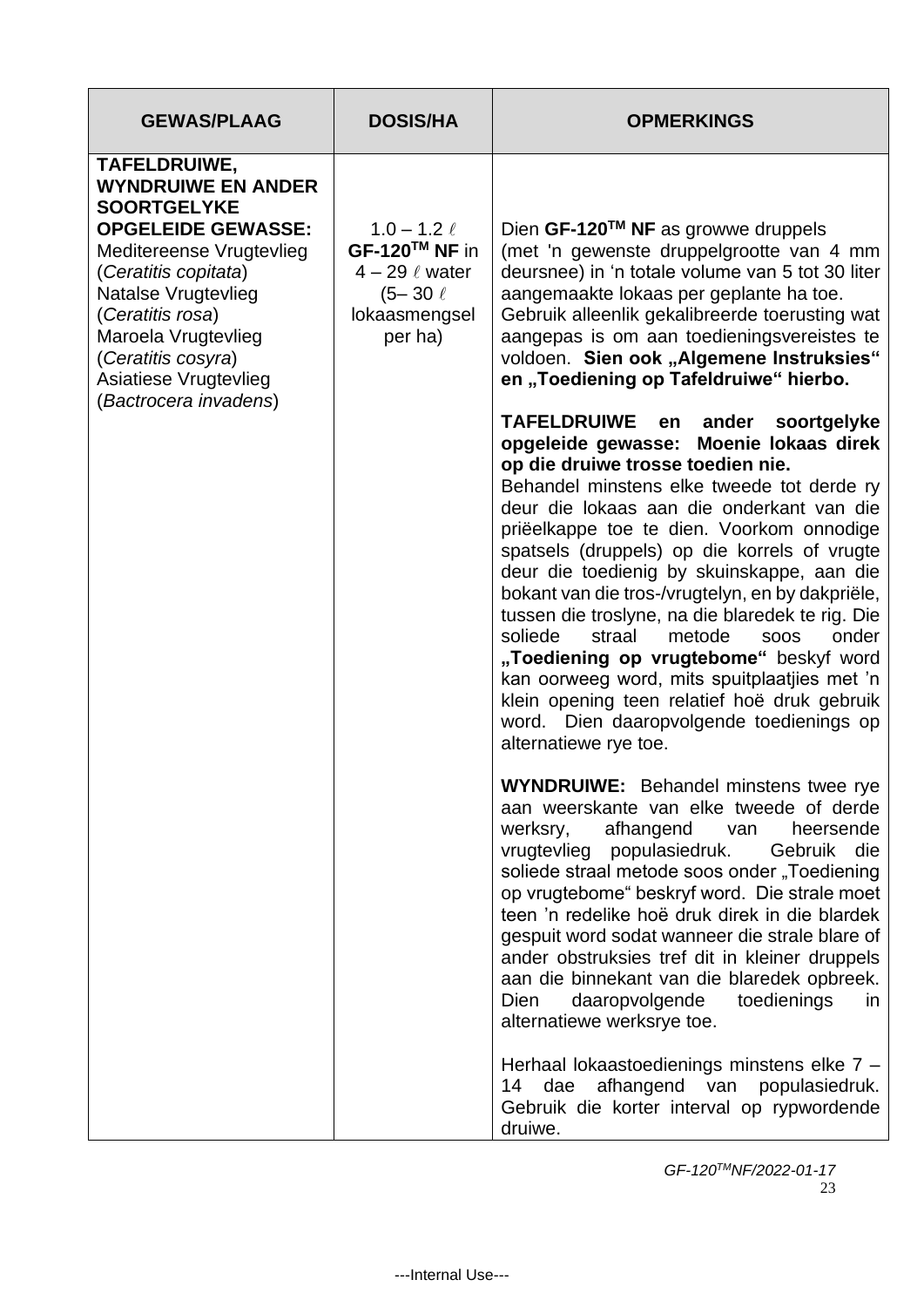| GEWAS/PLAAG | DOSIS/HA | OPMERKINGS |
|---|---|---|
| **TAFELDRUIWE, WYNDRUIWE EN ANDER SOORTGELYKE OPGELEIDE GEWASSE:** Meditereense Vrugtevlieg (*Ceratitis copitata*) Natalse Vrugtevlieg (*Ceratitis rosa*) Maroela Vrugtevlieg (*Ceratitis cosyra*) Asiatiese Vrugtevlieg (*Bactrocera invadens*) | 1.0 – 1.2 ℓ **GF-120$^{TM}$ NF** in 4 – 29 ℓ water (5– 30 ℓ lokaasmengsel per ha) | Dien **GF-120$^{TM}$ NF** as growwe druppels (met 'n gewenste druppelgrootte van 4 mm deursnee) in 'n totale volume van 5 tot 30 liter aangemaakte lokaas per geplante ha toe. Gebruik alleenlik gekalibreerde toerusting wat aangepas is om aan toedieningsvereistes te voldoen. **Sien ook „Algemene Instruksies" en „Toediening op Tafeldruiwe" hierbo.**<br><br>**TAFELDRUIWE en ander soortgelyke opgeleide gewasse: Moenie lokaas direk op die druiwe trosse toedien nie.** Behandel minstens elke tweede tot derde ry deur die lokaas aan die onderkant van die prieëlkappe toe te dien. Voorkom onnodige spatsels (druppels) op die korrels of vrugte deur die toedienig by skuinskappe, aan die bokant van die tros-/vrugtelyn, en by dakprieële, tussen die troslyne, na die bla­redek te rig. Die soliede straal metode soos onder **„Toediening op vrugtebome"** beskyf word kan oorweeg word, mits spuitplaatjies met 'n klein opening teen relatief hoë druk gebruik word. Dien daaropvolgende toedienings op alternatiewe rye toe.<br><br>**WYNDRUIWE:** Behandel minstens twee rye aan weerskante van elke tweede of derde werksry, afhangend van heersende vrugtevlieg populasiedruk. Gebruik die soliede straal metode soos onder „Toediening op vrugtebome" beskryf word. Die strale moet teen 'n redelike hoë druk direk in die blardek gespuit word sodat wanneer die strale blare of ander obstruksies tref dit in kleiner druppels aan die binnekant van die blaredek opbreek. Dien daaropvolgende toedienings in alternatiewe werksrye toe.<br><br>Herhaal lokaastoedienings minstens elke 7 – 14 dae afhangend van populasiedruk. Gebruik die korter interval op rypwordende druiwe. |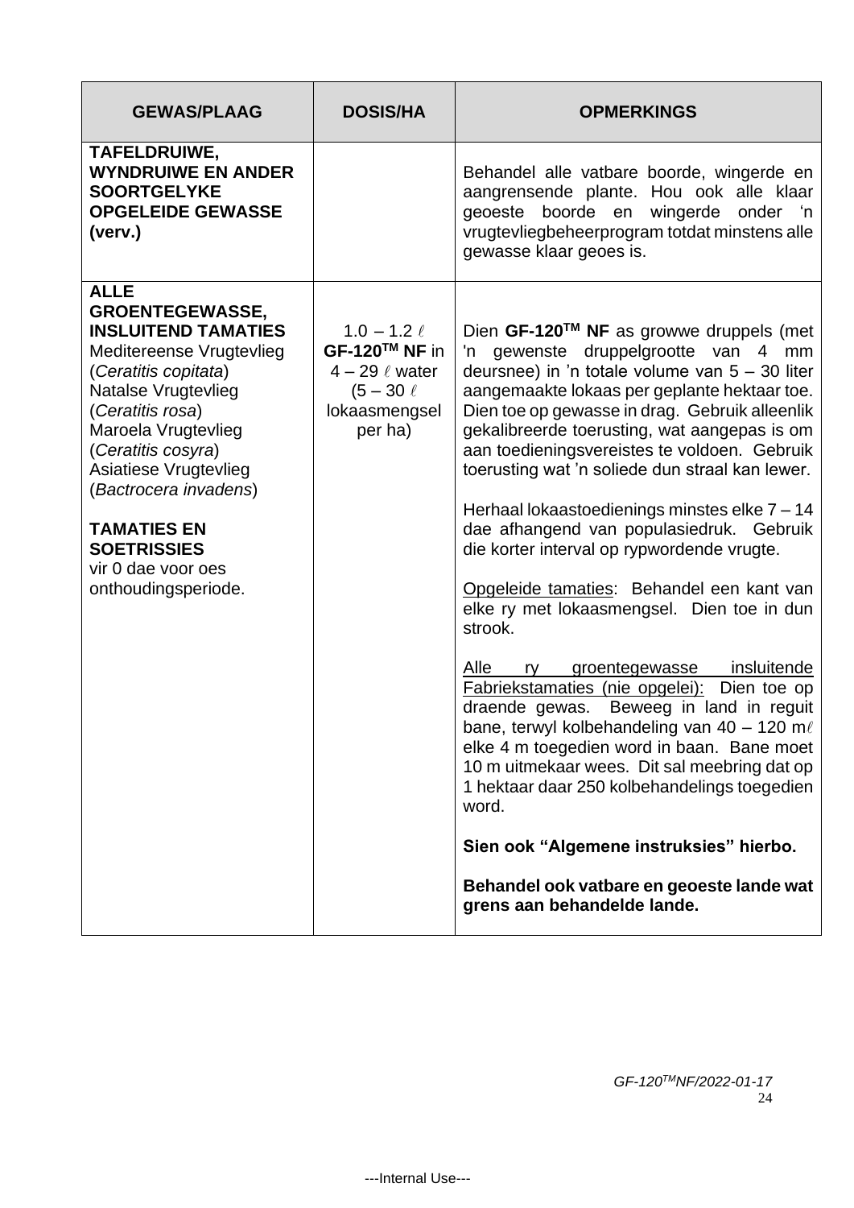| GEWAS/PLAAG | DOSIS/HA | OPMERKINGS |
|---|---|---|
| **TAFELDRUIWE, WYNDRUIWE EN ANDER SOORTGELYKE OPGELEIDE GEWASSE (verv.)** | | Behandel alle vatbare boorde, wingerde en aangrensende plante. Hou ook alle klaar geoeste boorde en wingerde onder 'n vrugtevliegbeheerprogram totdat minstens alle gewasse klaar geoes is. |
| **ALLE GROENTEGEWASSE, INSLUITEND TAMATIES**<br>Meditereense Vrugtevlieg (*Ceratitis copitata*)<br>Natalse Vrugtevlieg (*Ceratitis rosa*)<br>Maroela Vrugtevlieg (*Ceratitis cosyra*)<br>Asiatiese Vrugtevlieg (*Bactrocera invadens*)<br><br>**TAMATIES EN SOETRISSIES**<br>vir 0 dae voor oes onthoudingsperiode. | 1.0 – 1.2 ℓ **GF-120™ NF** in 4 – 29 ℓ water (5 – 30 ℓ lokaasmengsel per ha) | Dien **GF-120™ NF** as growwe druppels (met 'n gewenste druppelgrootte van 4 mm deursnee) in 'n totale volume van 5 – 30 liter aangemaakte lokaas per geplante hektaar toe. Dien toe op gewasse in drag. Gebruik alleenlik gekalibreerde toerusting, wat aangepas is om aan toedieningsvereistes te voldoen. Gebruik toerusting wat 'n soliede dun straal kan lewer.<br><br>Herhaal lokaastoedienings minstes elke 7 – 14 dae afhangend van populasiedruk. Gebruik die korter interval op rypwordende vrugte.<br><br><u>Opgeleide tamaties</u>: Behandel een kant van elke ry met lokaasmengsel. Dien toe in dun strook.<br><br><u>Alle ry groentegewasse insluitende Fabriekstamaties (nie opgelei):</u> Dien toe op draende gewas. Beweeg in land in reguit bane, terwyl kolbehandeling van 40 – 120 mℓ elke 4 m toegedien word in baan. Bane moet 10 m uitmekaar wees. Dit sal meebring dat op 1 hektaar daar 250 kolbehandelings toegedien word.<br><br>**Sien ook "Algemene instruksies" hierbo.**<br><br>**Behandel ook vatbare en geoeste lande wat grens aan behandelde lande.** |

*GF-120™NF/2022-01-17*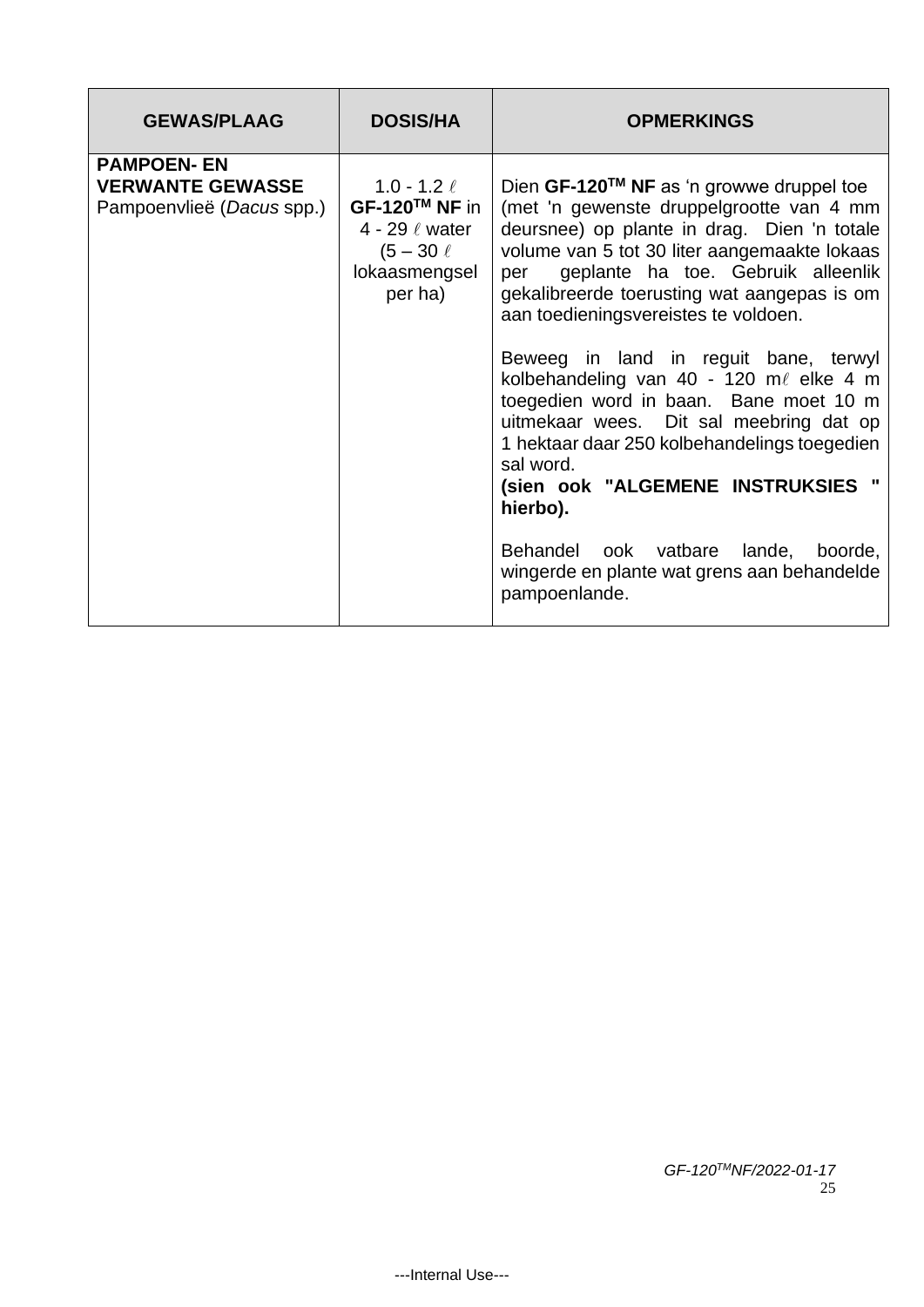| GEWAS/PLAAG | DOSIS/HA | OPMERKINGS |
|---|---|---|
| **PAMPOEN- EN VERWANTE GEWASSE** Pampoenvlieë (*Dacus* spp.) | 1.0 - 1.2 ℓ **GF-120™ NF** in 4 - 29 ℓ water (5 – 30 ℓ lokaasmengsel per ha) | Dien **GF-120™ NF** as 'n growwe druppel toe (met 'n gewenste druppelgrootte van 4 mm deursnee) op plante in drag. Dien 'n totale volume van 5 tot 30 liter aangemaakte lokaas per geplante ha toe. Gebruik alleenlik gekalibreerde toerusting wat aangepas is om aan toedieningsvereistes te voldoen.<br><br>Beweeg in land in reguit bane, terwyl kolbehandeling van 40 - 120 mℓ elke 4 m toegedien word in baan. Bane moet 10 m uitmekaar wees. Dit sal meebring dat op 1 hektaar daar 250 kolbehandelings toegedien sal word.<br>**(sien ook "ALGEMENE INSTRUKSIES " hierbo).**<br><br>Behandel ook vatbare lande, boorde, wingerde en plante wat grens aan behandelde pampoenlande. |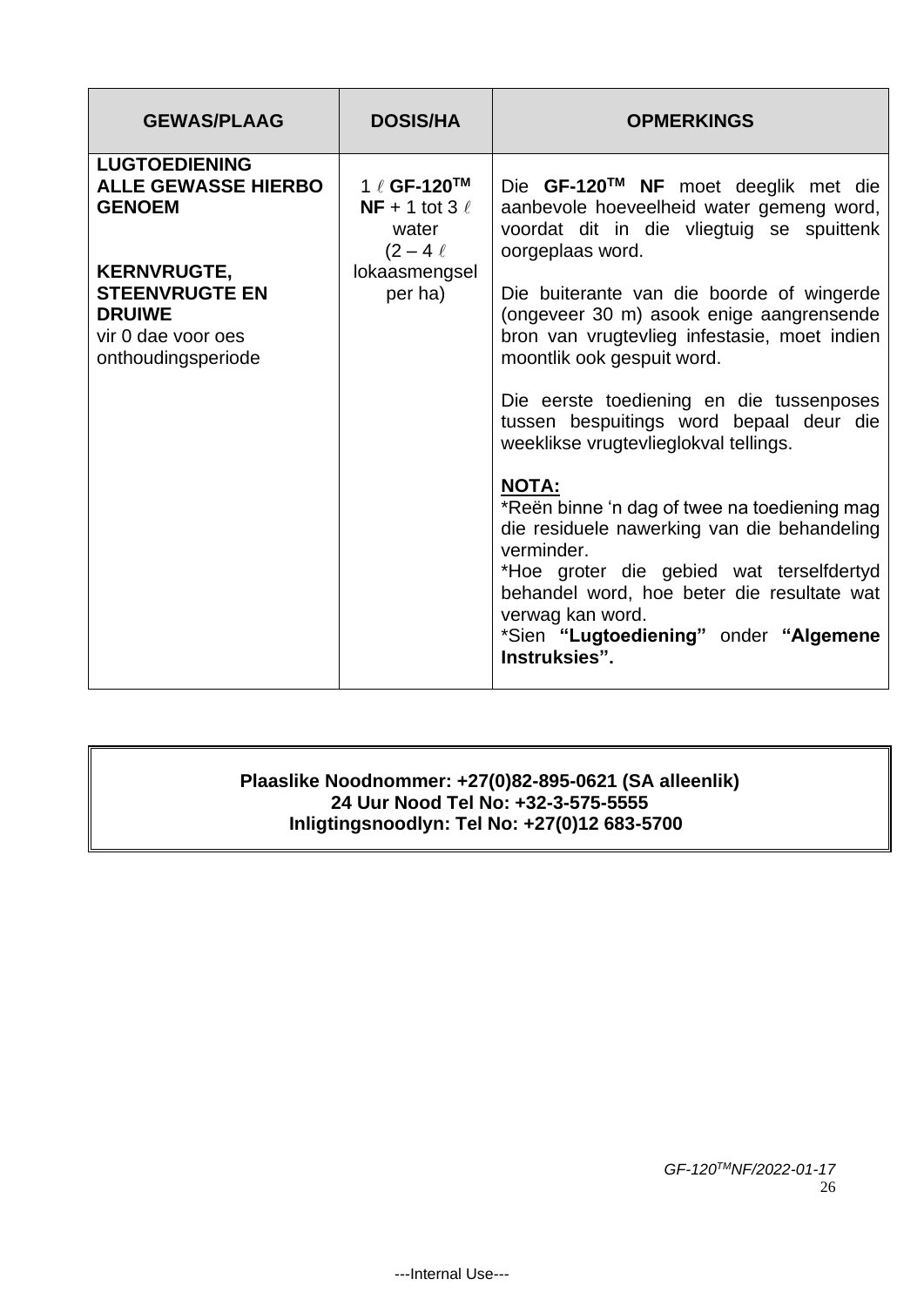| GEWAS/PLAAG | DOSIS/HA | OPMERKINGS |
|---|---|---|
| **LUGTOEDIENING**<br>**ALLE GEWASSE HIERBO GENOEM**<br><br>**KERNVRUGTE, STEENVRUGTE EN DRUIWE**<br>vir 0 dae voor oes onthoudingsperiode | 1 ℓ **GF-120TM NF** + 1 tot 3 ℓ water<br>(2 – 4 ℓ lokaasmengsel per ha) | Die **GF-120TM NF** moet deeglik met die aanbevole hoeveelheid water gemeng word, voordat dit in die vliegtuig se spuittenk oorgeplaas word.<br><br>Die buiterante van die boorde of wingerde (ongeveer 30 m) asook enige aangrensende bron van vrugtevlieg infestasie, moet indien moontlik ook gespuit word.<br><br>Die eerste toediening en die tussenposes tussen bespuitings word bepaal deur die weeklikse vrugtevlieglokval tellings.<br><br>**NOTA:**<br>*Reën binne 'n dag of twee na toediening mag die residuele nawerking van die behandeling verminder.<br>*Hoe groter die gebied wat terselfdertyd behandel word, hoe beter die resultate wat verwag kan word.<br>*Sien **"Lugtoediening"** onder **"Algemene Instruksies".** |

**Plaaslike Noodnommer: +27(0)82-895-0621 (SA alleenlik)**
**24 Uur Nood Tel No: +32-3-575-5555**
**Inligtingsnoodlyn: Tel No: +27(0)12 683-5700**